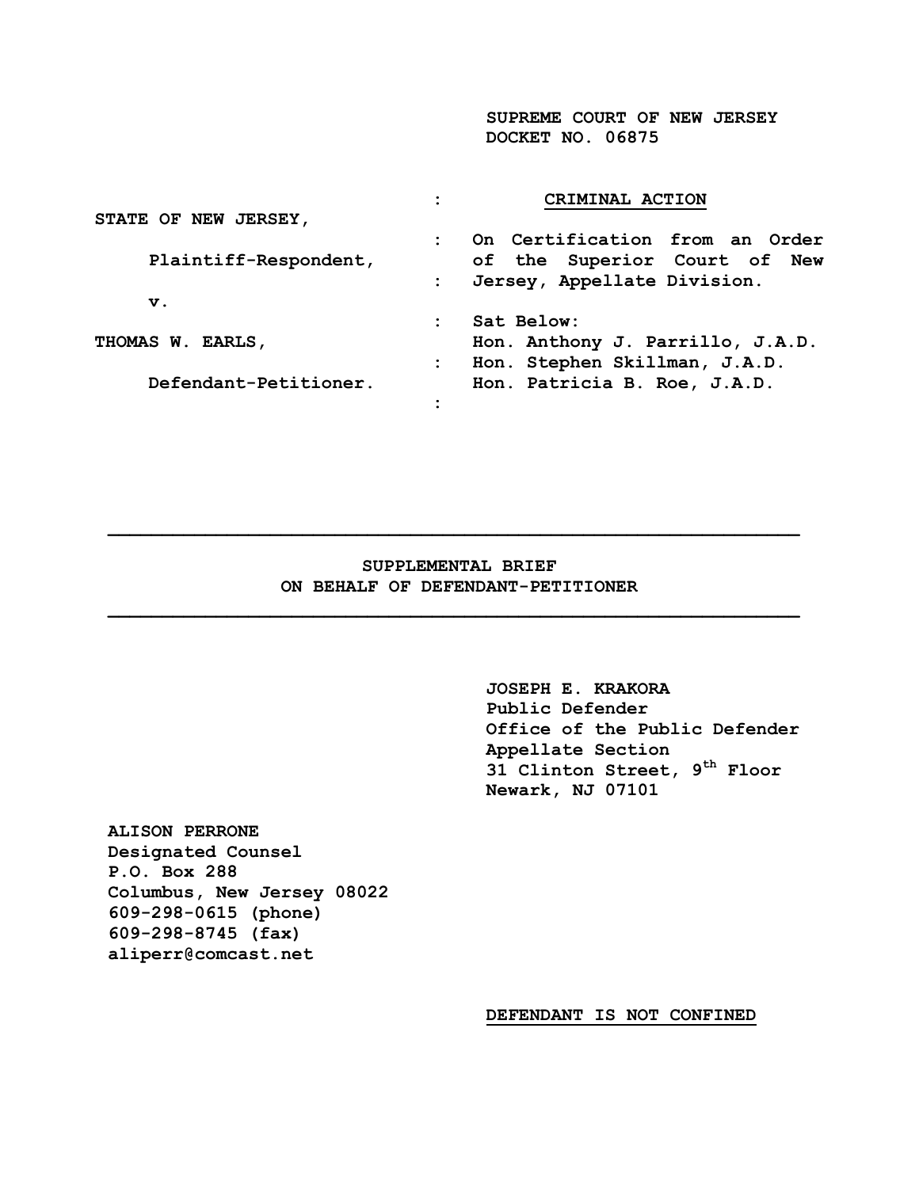SUPREME COURT OF NEW JERSEY
DOCKET NO. 06875

| | | |
|---|---|---|
| STATE OF NEW JERSEY, | : | **CRIMINAL ACTION** |
| Plaintiff-Respondent, | : | On Certification from an Order of the Superior Court of New Jersey, Appellate Division. |
| v. | : | |
| THOMAS W. EARLS, | : | Sat Below: Hon. Anthony J. Parrillo, J.A.D. Hon. Stephen Skillman, J.A.D. Hon. Patricia B. Roe, J.A.D. |
| Defendant-Petitioner. | : | |

---

## SUPPLEMENTAL BRIEF ON BEHALF OF DEFENDANT-PETITIONER

---

JOSEPH E. KRAKORA
Public Defender
Office of the Public Defender
Appellate Section
31 Clinton Street, 9th Floor
Newark, NJ 07101

ALISON PERRONE
Designated Counsel
P.O. Box 288
Columbus, New Jersey 08022
609-298-0615 (phone)
609-298-8745 (fax)
aliperr@comcast.net

**DEFENDANT IS NOT CONFINED**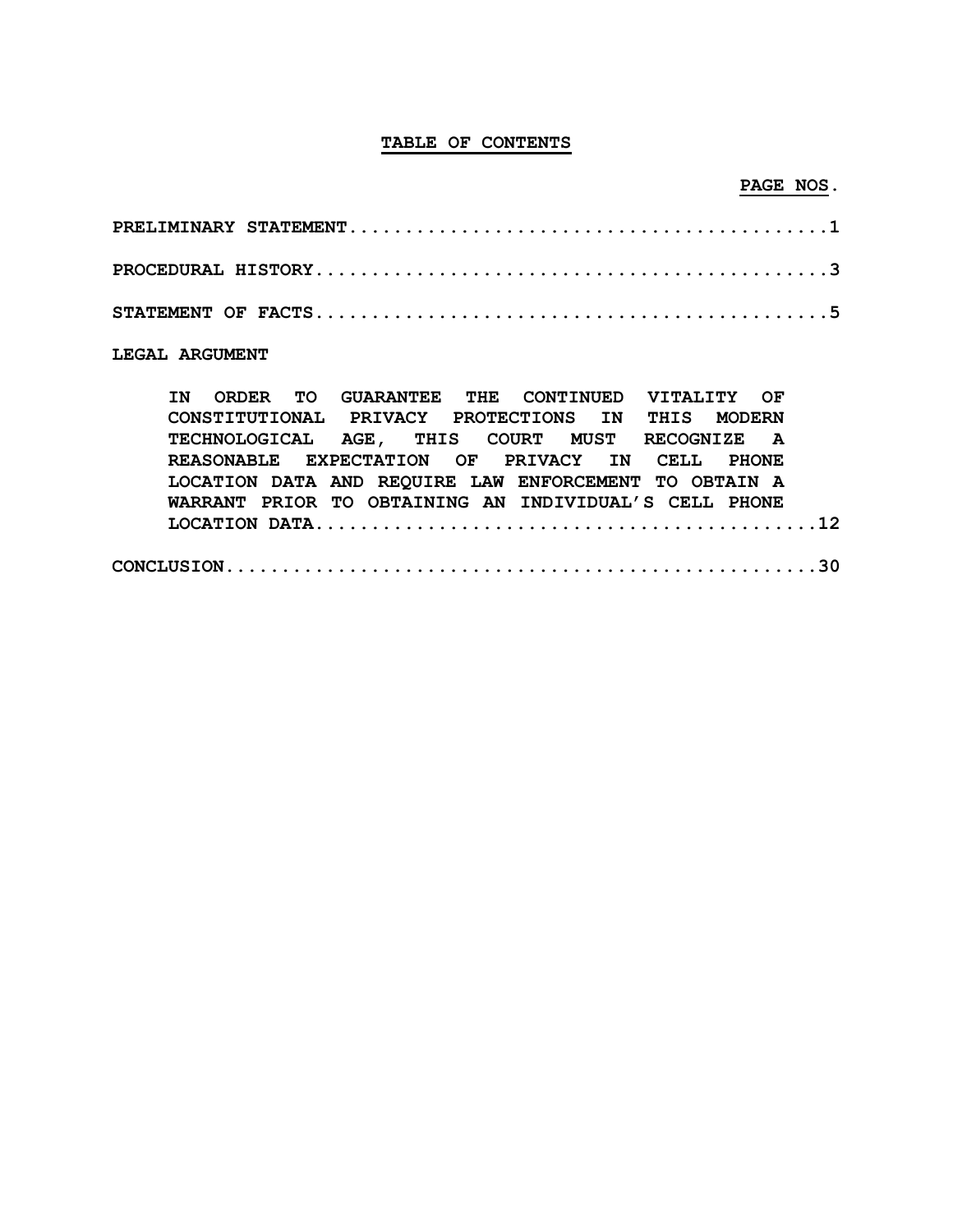# TABLE OF CONTENTS

**PAGE NOS.**

**PRELIMINARY STATEMENT**..........................................1

**PROCEDURAL HISTORY**..............................................3

**STATEMENT OF FACTS**..............................................5

**LEGAL ARGUMENT**

> **IN ORDER TO GUARANTEE THE CONTINUED VITALITY OF CONSTITUTIONAL PRIVACY PROTECTIONS IN THIS MODERN TECHNOLOGICAL AGE, THIS COURT MUST RECOGNIZE A REASONABLE EXPECTATION OF PRIVACY IN CELL PHONE LOCATION DATA AND REQUIRE LAW ENFORCEMENT TO OBTAIN A WARRANT PRIOR TO OBTAINING AN INDIVIDUAL'S CELL PHONE LOCATION DATA**..........................................12

**CONCLUSION**......................................................30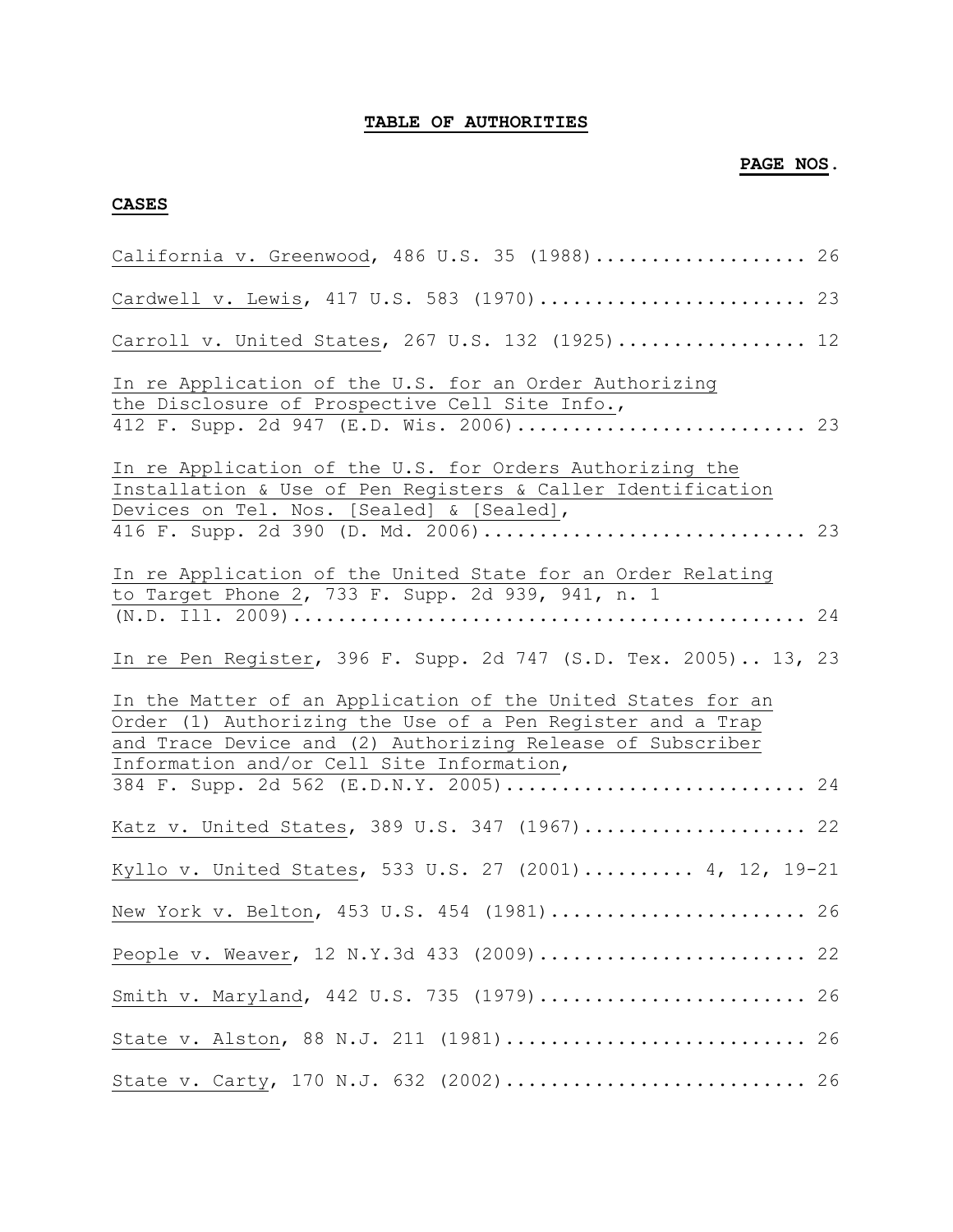# TABLE OF AUTHORITIES

**PAGE NOS.**

**CASES**

California v. Greenwood, 486 U.S. 35 (1988).................... 26

Cardwell v. Lewis, 417 U.S. 583 (1970)........................ 23

Carroll v. United States, 267 U.S. 132 (1925)................. 12

In re Application of the U.S. for an Order Authorizing the Disclosure of Prospective Cell Site Info., 412 F. Supp. 2d 947 (E.D. Wis. 2006)......................... 23

In re Application of the U.S. for Orders Authorizing the Installation & Use of Pen Registers & Caller Identification Devices on Tel. Nos. [Sealed] & [Sealed], 416 F. Supp. 2d 390 (D. Md. 2006)............................ 23

In re Application of the United State for an Order Relating to Target Phone 2, 733 F. Supp. 2d 939, 941, n. 1 (N.D. Ill. 2009)............................................. 24

In re Pen Register, 396 F. Supp. 2d 747 (S.D. Tex. 2005).. 13, 23

In the Matter of an Application of the United States for an Order (1) Authorizing the Use of a Pen Register and a Trap and Trace Device and (2) Authorizing Release of Subscriber Information and/or Cell Site Information, 384 F. Supp. 2d 562 (E.D.N.Y. 2005).......................... 24

Katz v. United States, 389 U.S. 347 (1967).................... 22

Kyllo v. United States, 533 U.S. 27 (2001).......... 4, 12, 19-21

New York v. Belton, 453 U.S. 454 (1981)....................... 26

People v. Weaver, 12 N.Y.3d 433 (2009)........................ 22

Smith v. Maryland, 442 U.S. 735 (1979)........................ 26

State v. Alston, 88 N.J. 211 (1981)........................... 26

State v. Carty, 170 N.J. 632 (2002)........................... 26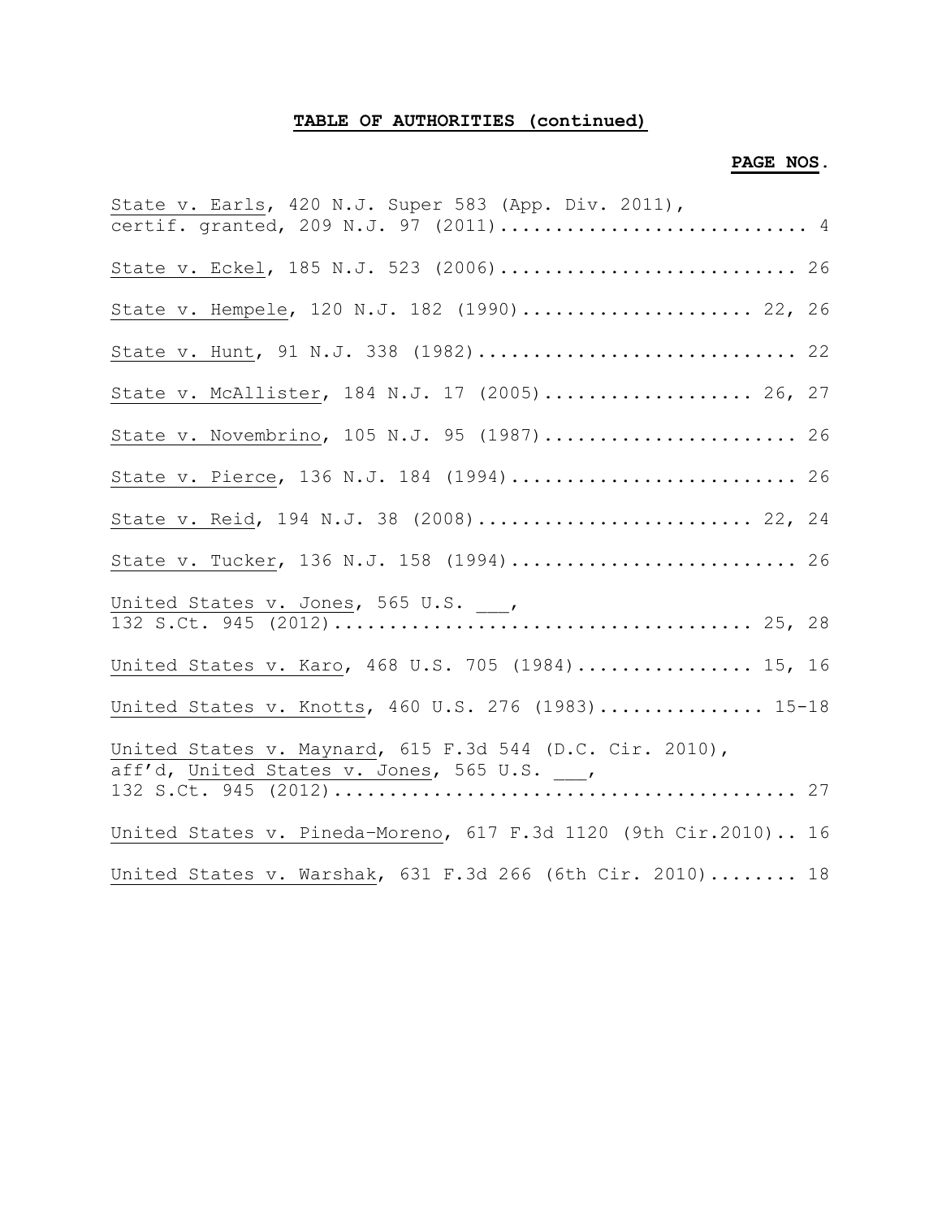**TABLE OF AUTHORITIES (continued)**

**PAGE NOS.**

State v. Earls, 420 N.J. Super 583 (App. Div. 2011), certif. granted, 209 N.J. 97 (2011)............................ 4

State v. Eckel, 185 N.J. 523 (2006)........................... 26

State v. Hempele, 120 N.J. 182 (1990)..................... 22, 26

State v. Hunt, 91 N.J. 338 (1982)............................. 22

State v. McAllister, 184 N.J. 17 (2005)................... 26, 27

State v. Novembrino, 105 N.J. 95 (1987)....................... 26

State v. Pierce, 136 N.J. 184 (1994).......................... 26

State v. Reid, 194 N.J. 38 (2008)......................... 22, 24

State v. Tucker, 136 N.J. 158 (1994).......................... 26

United States v. Jones, 565 U.S. ___, 132 S.Ct. 945 (2012)..................................... 25, 28

United States v. Karo, 468 U.S. 705 (1984)................ 15, 16

United States v. Knotts, 460 U.S. 276 (1983)............... 15-18

United States v. Maynard, 615 F.3d 544 (D.C. Cir. 2010), aff'd, United States v. Jones, 565 U.S. ___, 132 S.Ct. 945 (2012)......................................... 27

United States v. Pineda-Moreno, 617 F.3d 1120 (9th Cir.2010).. 16

United States v. Warshak, 631 F.3d 266 (6th Cir. 2010)........ 18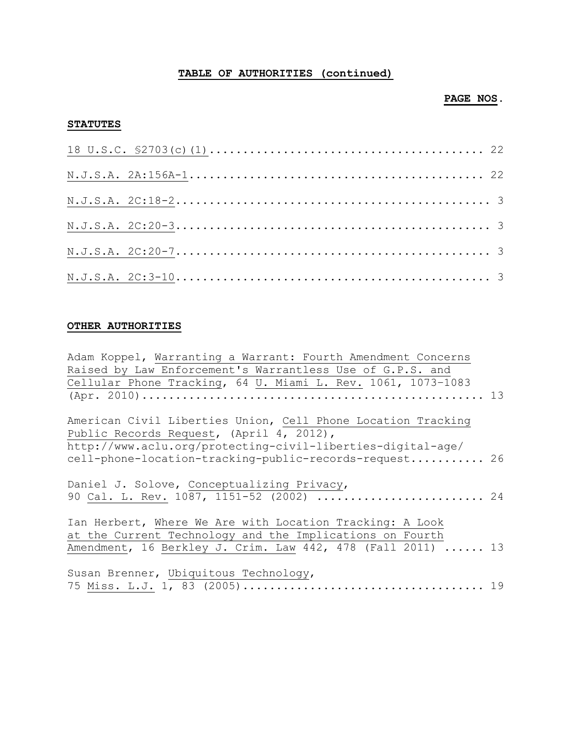**TABLE OF AUTHORITIES (continued)**

**PAGE NOS.**

**STATUTES**

18 U.S.C. §2703(c)(1)........................................ 22

N.J.S.A. 2A:156A-1........................................... 22

N.J.S.A. 2C:18-2.............................................. 3

N.J.S.A. 2C:20-3.............................................. 3

N.J.S.A. 2C:20-7.............................................. 3

N.J.S.A. 2C:3-10.............................................. 3

**OTHER AUTHORITIES**

Adam Koppel, Warranting a Warrant: Fourth Amendment Concerns Raised by Law Enforcement's Warrantless Use of G.P.S. and Cellular Phone Tracking, 64 U. Miami L. Rev. 1061, 1073–1083 (Apr. 2010)................................................. 13

American Civil Liberties Union, Cell Phone Location Tracking Public Records Request, (April 4, 2012), http://www.aclu.org/protecting-civil-liberties-digital-age/cell-phone-location-tracking-public-records-request........... 26

Daniel J. Solove, Conceptualizing Privacy, 90 Cal. L. Rev. 1087, 1151-52 (2002) ........................ 24

Ian Herbert, Where We Are with Location Tracking: A Look at the Current Technology and the Implications on Fourth Amendment, 16 Berkley J. Crim. Law 442, 478 (Fall 2011) ...... 13

Susan Brenner, Ubiquitous Technology, 75 Miss. L.J. 1, 83 (2005).................................... 19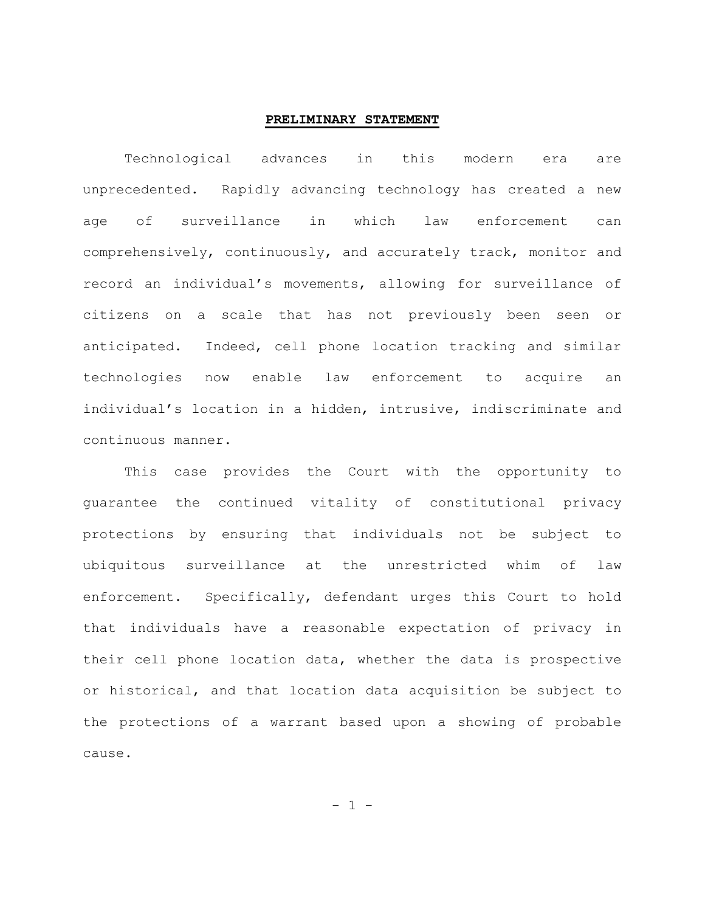## PRELIMINARY STATEMENT

Technological advances in this modern era are unprecedented. Rapidly advancing technology has created a new age of surveillance in which law enforcement can comprehensively, continuously, and accurately track, monitor and record an individual's movements, allowing for surveillance of citizens on a scale that has not previously been seen or anticipated. Indeed, cell phone location tracking and similar technologies now enable law enforcement to acquire an individual's location in a hidden, intrusive, indiscriminate and continuous manner.

This case provides the Court with the opportunity to guarantee the continued vitality of constitutional privacy protections by ensuring that individuals not be subject to ubiquitous surveillance at the unrestricted whim of law enforcement. Specifically, defendant urges this Court to hold that individuals have a reasonable expectation of privacy in their cell phone location data, whether the data is prospective or historical, and that location data acquisition be subject to the protections of a warrant based upon a showing of probable cause.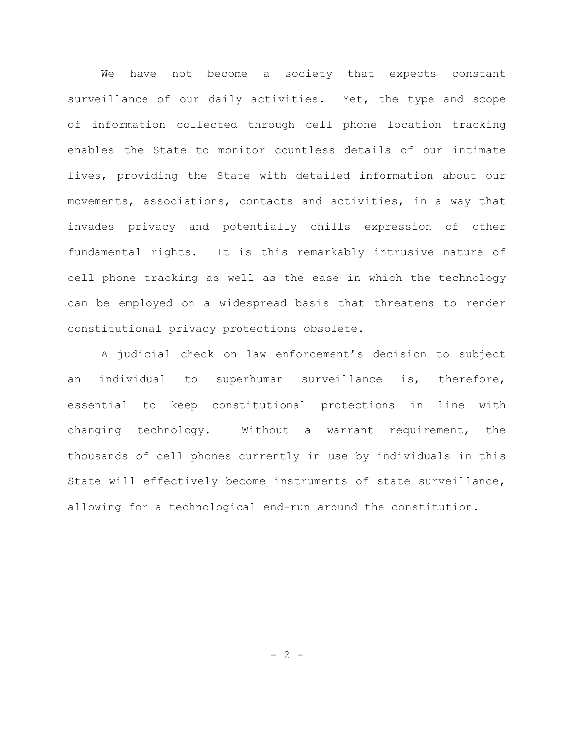We have not become a society that expects constant surveillance of our daily activities. Yet, the type and scope of information collected through cell phone location tracking enables the State to monitor countless details of our intimate lives, providing the State with detailed information about our movements, associations, contacts and activities, in a way that invades privacy and potentially chills expression of other fundamental rights. It is this remarkably intrusive nature of cell phone tracking as well as the ease in which the technology can be employed on a widespread basis that threatens to render constitutional privacy protections obsolete.

A judicial check on law enforcement's decision to subject an individual to superhuman surveillance is, therefore, essential to keep constitutional protections in line with changing technology. Without a warrant requirement, the thousands of cell phones currently in use by individuals in this State will effectively become instruments of state surveillance, allowing for a technological end-run around the constitution.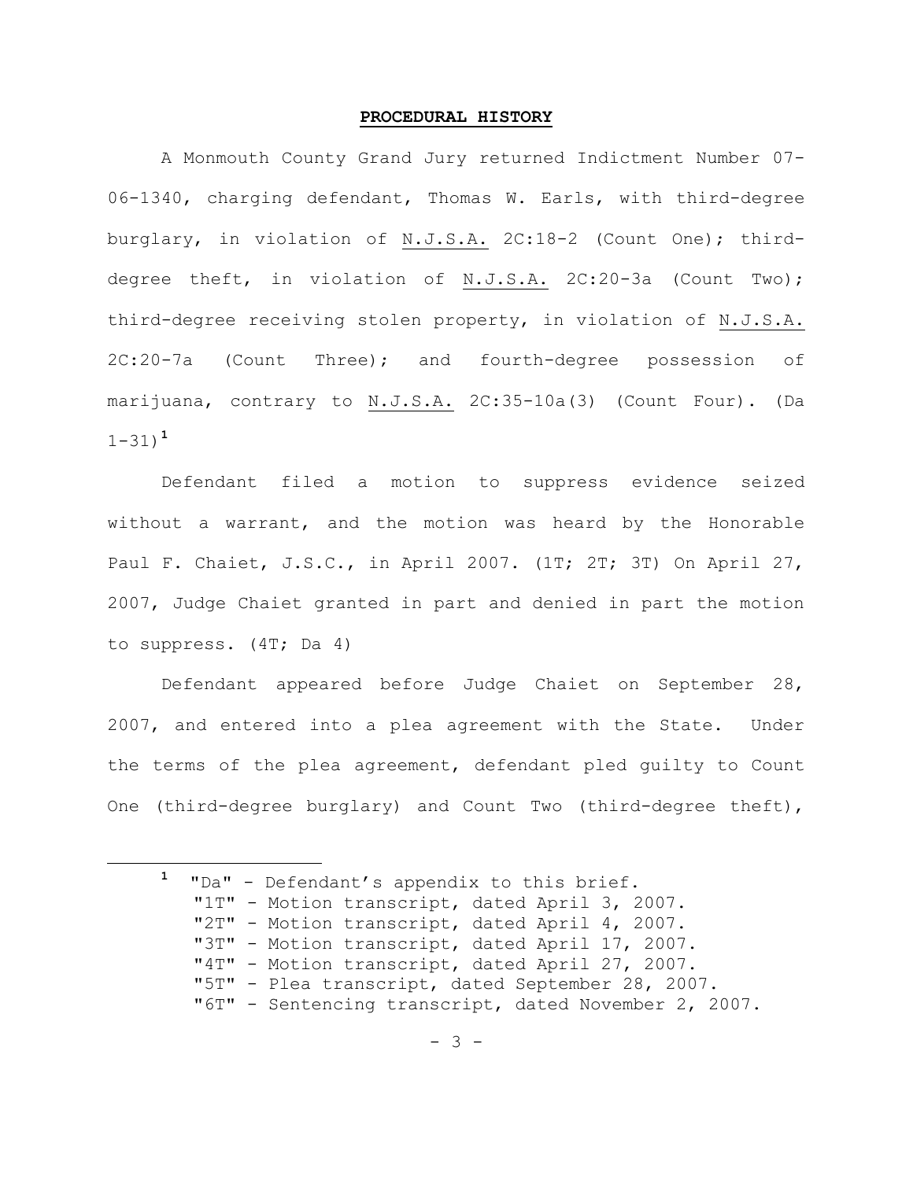## **PROCEDURAL HISTORY**

A Monmouth County Grand Jury returned Indictment Number 07-06-1340, charging defendant, Thomas W. Earls, with third-degree burglary, in violation of N.J.S.A. 2C:18-2 (Count One); third-degree theft, in violation of N.J.S.A. 2C:20-3a (Count Two); third-degree receiving stolen property, in violation of N.J.S.A. 2C:20-7a (Count Three); and fourth-degree possession of marijuana, contrary to N.J.S.A. 2C:35-10a(3) (Count Four). (Da 1-31)[1]

Defendant filed a motion to suppress evidence seized without a warrant, and the motion was heard by the Honorable Paul F. Chaiet, J.S.C., in April 2007. (1T; 2T; 3T) On April 27, 2007, Judge Chaiet granted in part and denied in part the motion to suppress. (4T; Da 4)

Defendant appeared before Judge Chaiet on September 28, 2007, and entered into a plea agreement with the State. Under the terms of the plea agreement, defendant pled guilty to Count One (third-degree burglary) and Count Two (third-degree theft),

---

[1] "Da" - Defendant's appendix to this brief.
"1T" - Motion transcript, dated April 3, 2007.
"2T" - Motion transcript, dated April 4, 2007.
"3T" - Motion transcript, dated April 17, 2007.
"4T" - Motion transcript, dated April 27, 2007.
"5T" - Plea transcript, dated September 28, 2007.
"6T" - Sentencing transcript, dated November 2, 2007.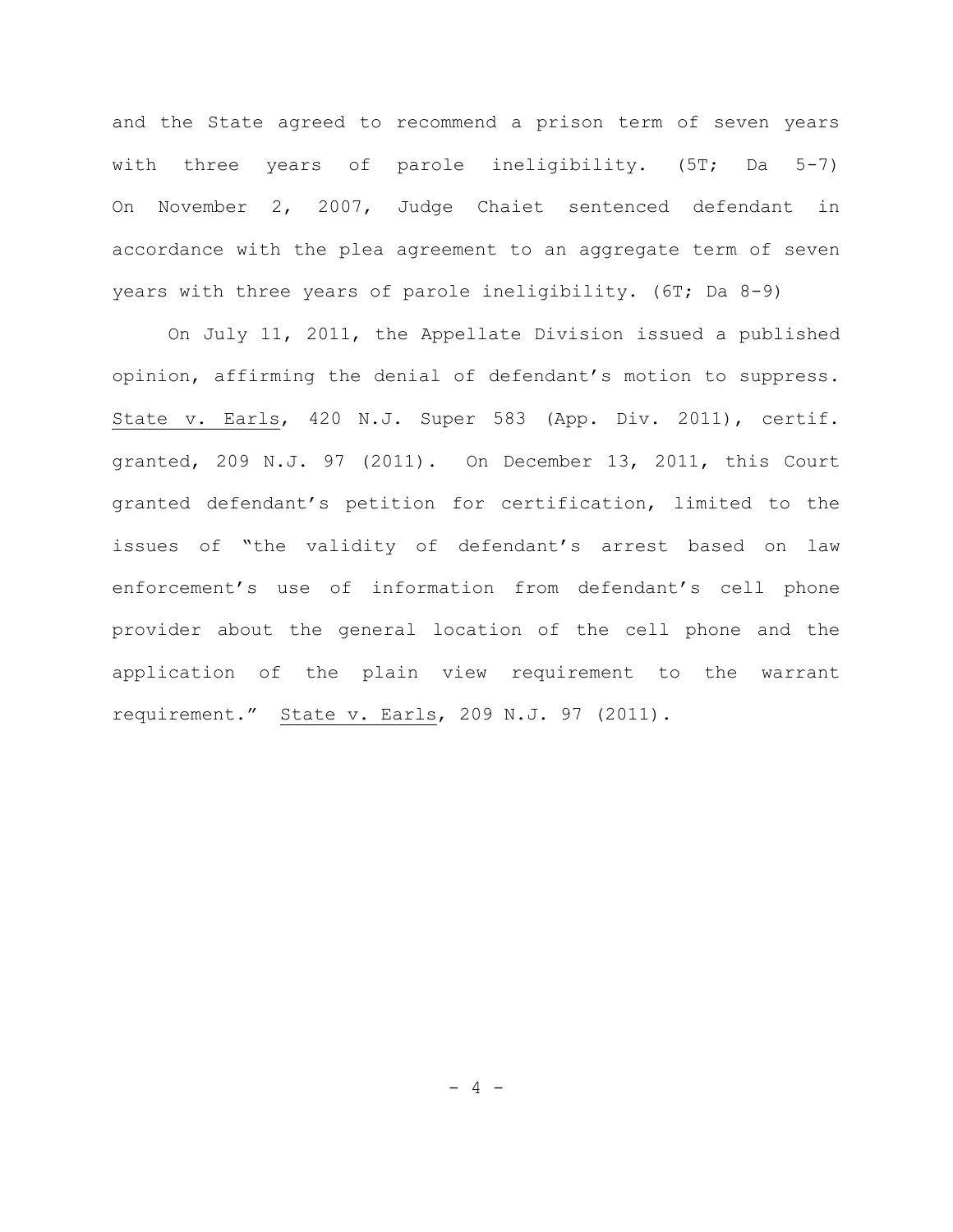and the State agreed to recommend a prison term of seven years with three years of parole ineligibility. (5T; Da 5-7) On November 2, 2007, Judge Chaiet sentenced defendant in accordance with the plea agreement to an aggregate term of seven years with three years of parole ineligibility. (6T; Da 8-9)

On July 11, 2011, the Appellate Division issued a published opinion, affirming the denial of defendant's motion to suppress. State v. Earls, 420 N.J. Super 583 (App. Div. 2011), certif. granted, 209 N.J. 97 (2011). On December 13, 2011, this Court granted defendant's petition for certification, limited to the issues of "the validity of defendant's arrest based on law enforcement's use of information from defendant's cell phone provider about the general location of the cell phone and the application of the plain view requirement to the warrant requirement." State v. Earls, 209 N.J. 97 (2011).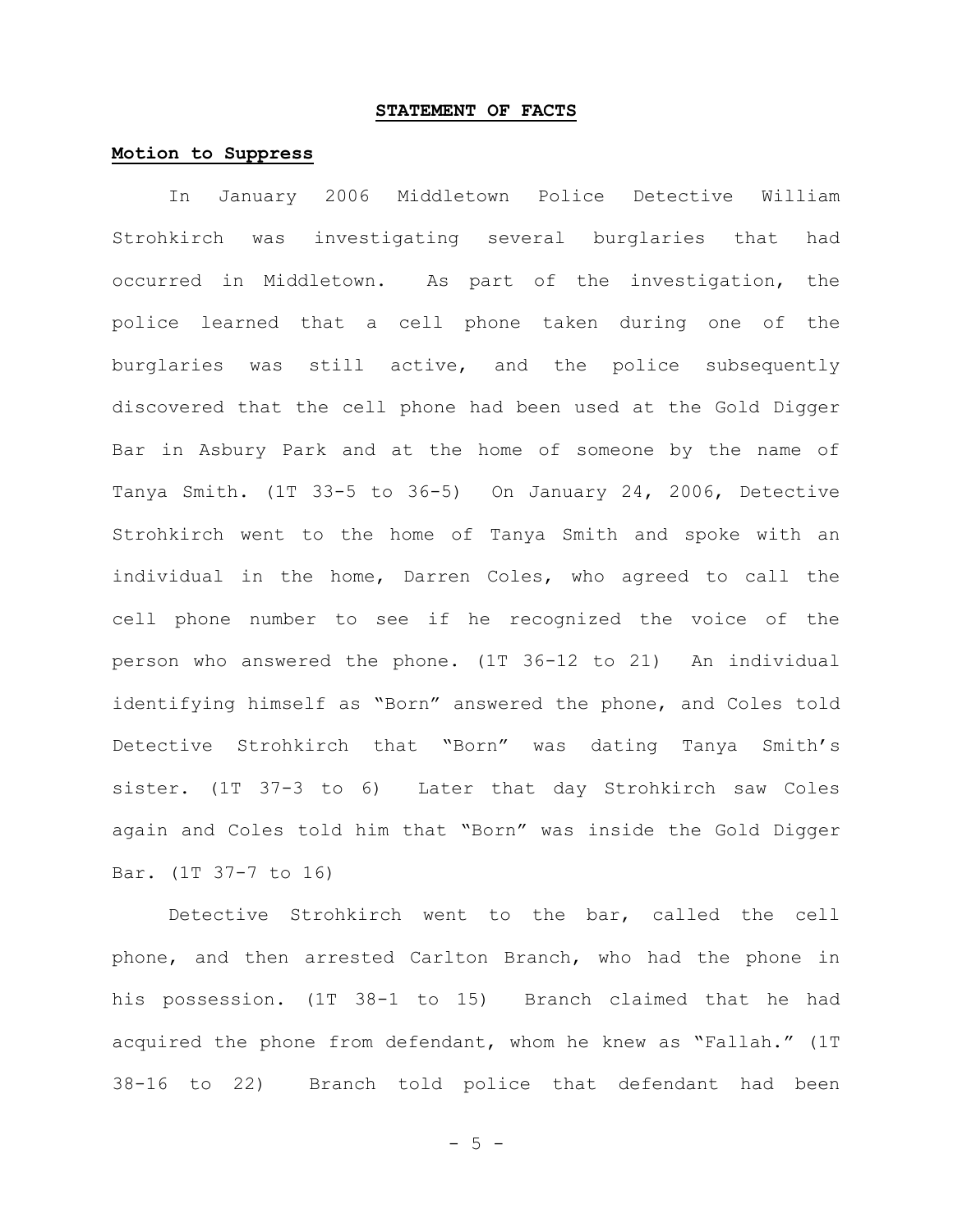## STATEMENT OF FACTS

### Motion to Suppress

In January 2006 Middletown Police Detective William Strohkirch was investigating several burglaries that had occurred in Middletown. As part of the investigation, the police learned that a cell phone taken during one of the burglaries was still active, and the police subsequently discovered that the cell phone had been used at the Gold Digger Bar in Asbury Park and at the home of someone by the name of Tanya Smith. (1T 33-5 to 36-5) On January 24, 2006, Detective Strohkirch went to the home of Tanya Smith and spoke with an individual in the home, Darren Coles, who agreed to call the cell phone number to see if he recognized the voice of the person who answered the phone. (1T 36-12 to 21) An individual identifying himself as "Born" answered the phone, and Coles told Detective Strohkirch that "Born" was dating Tanya Smith's sister. (1T 37-3 to 6) Later that day Strohkirch saw Coles again and Coles told him that "Born" was inside the Gold Digger Bar. (1T 37-7 to 16)

Detective Strohkirch went to the bar, called the cell phone, and then arrested Carlton Branch, who had the phone in his possession. (1T 38-1 to 15) Branch claimed that he had acquired the phone from defendant, whom he knew as "Fallah." (1T 38-16 to 22) Branch told police that defendant had been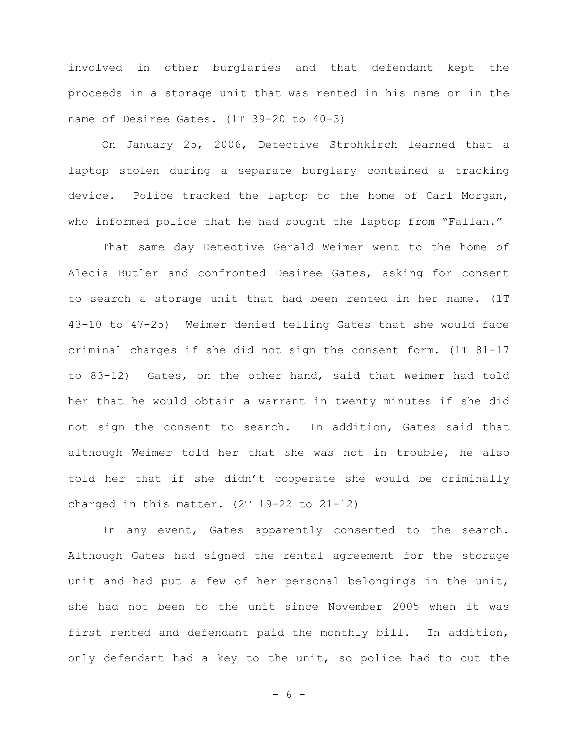involved in other burglaries and that defendant kept the proceeds in a storage unit that was rented in his name or in the name of Desiree Gates. (1T 39-20 to 40-3)

On January 25, 2006, Detective Strohkirch learned that a laptop stolen during a separate burglary contained a tracking device. Police tracked the laptop to the home of Carl Morgan, who informed police that he had bought the laptop from "Fallah."

That same day Detective Gerald Weimer went to the home of Alecia Butler and confronted Desiree Gates, asking for consent to search a storage unit that had been rented in her name. (1T 43-10 to 47-25) Weimer denied telling Gates that she would face criminal charges if she did not sign the consent form. (1T 81-17 to 83-12) Gates, on the other hand, said that Weimer had told her that he would obtain a warrant in twenty minutes if she did not sign the consent to search. In addition, Gates said that although Weimer told her that she was not in trouble, he also told her that if she didn't cooperate she would be criminally charged in this matter. (2T 19-22 to 21-12)

In any event, Gates apparently consented to the search. Although Gates had signed the rental agreement for the storage unit and had put a few of her personal belongings in the unit, she had not been to the unit since November 2005 when it was first rented and defendant paid the monthly bill. In addition, only defendant had a key to the unit, so police had to cut the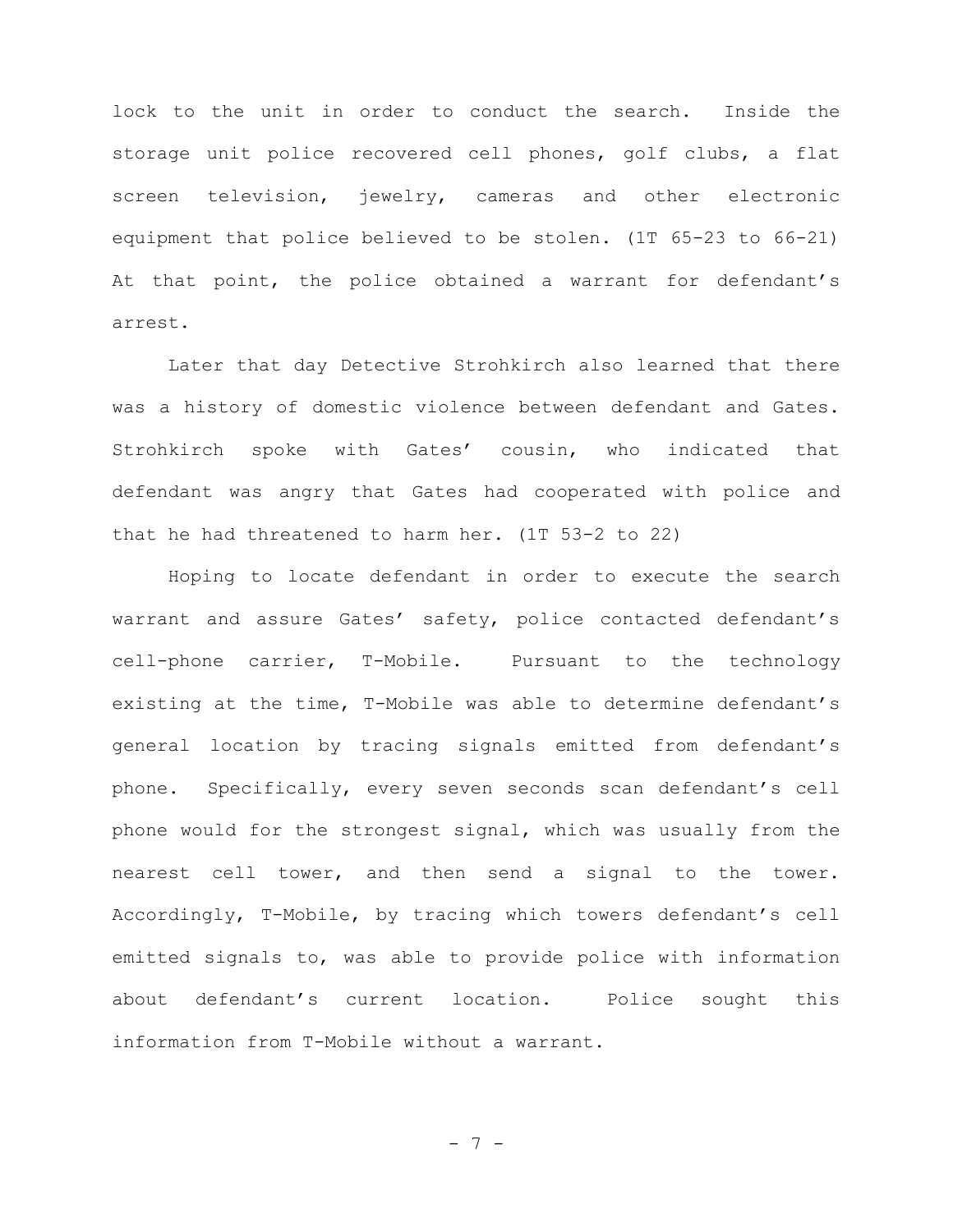lock to the unit in order to conduct the search. Inside the storage unit police recovered cell phones, golf clubs, a flat screen television, jewelry, cameras and other electronic equipment that police believed to be stolen. (1T 65-23 to 66-21) At that point, the police obtained a warrant for defendant's arrest.

Later that day Detective Strohkirch also learned that there was a history of domestic violence between defendant and Gates. Strohkirch spoke with Gates' cousin, who indicated that defendant was angry that Gates had cooperated with police and that he had threatened to harm her. (1T 53-2 to 22)

Hoping to locate defendant in order to execute the search warrant and assure Gates' safety, police contacted defendant's cell-phone carrier, T-Mobile. Pursuant to the technology existing at the time, T-Mobile was able to determine defendant's general location by tracing signals emitted from defendant's phone. Specifically, every seven seconds scan defendant's cell phone would for the strongest signal, which was usually from the nearest cell tower, and then send a signal to the tower. Accordingly, T-Mobile, by tracing which towers defendant's cell emitted signals to, was able to provide police with information about defendant's current location. Police sought this information from T-Mobile without a warrant.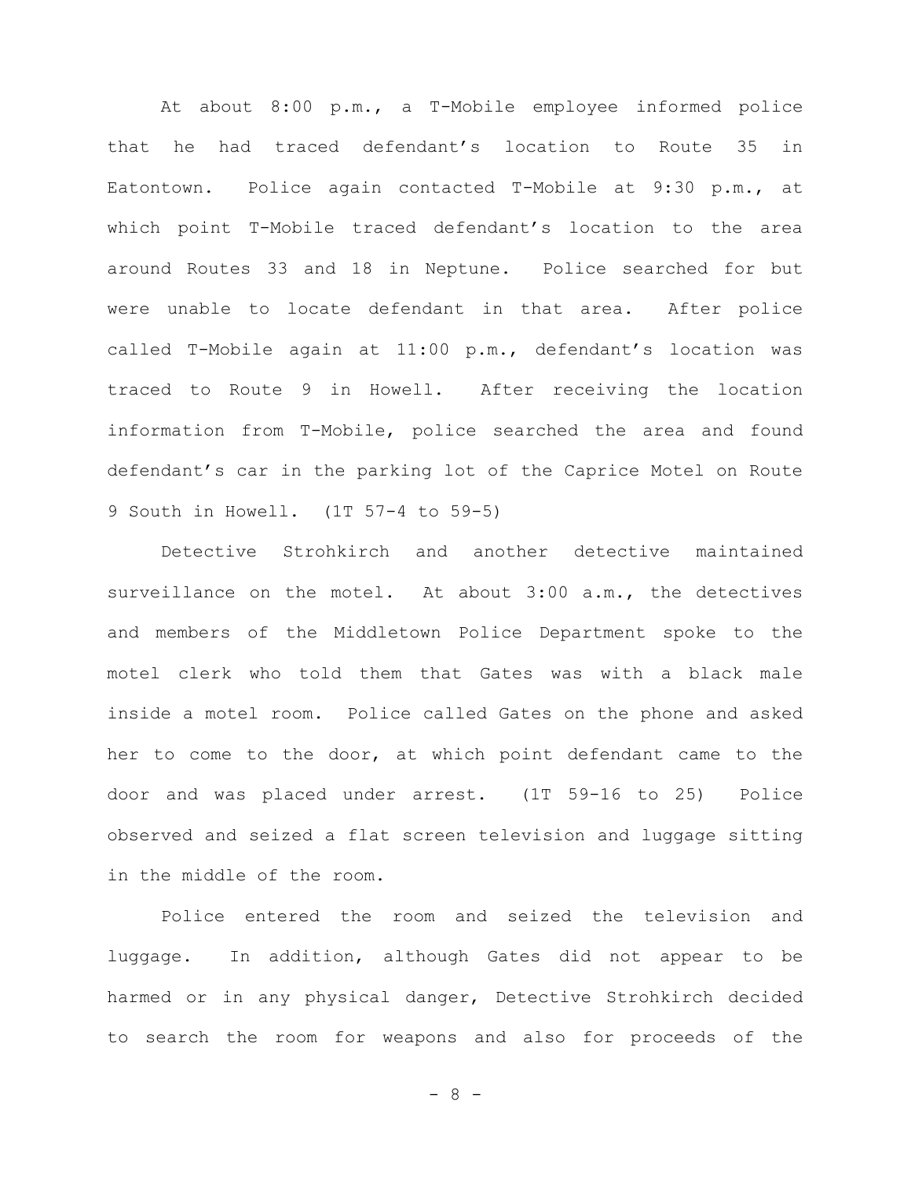At about 8:00 p.m., a T-Mobile employee informed police that he had traced defendant's location to Route 35 in Eatontown. Police again contacted T-Mobile at 9:30 p.m., at which point T-Mobile traced defendant's location to the area around Routes 33 and 18 in Neptune. Police searched for but were unable to locate defendant in that area. After police called T-Mobile again at 11:00 p.m., defendant's location was traced to Route 9 in Howell. After receiving the location information from T-Mobile, police searched the area and found defendant's car in the parking lot of the Caprice Motel on Route 9 South in Howell. (1T 57-4 to 59-5)

Detective Strohkirch and another detective maintained surveillance on the motel. At about 3:00 a.m., the detectives and members of the Middletown Police Department spoke to the motel clerk who told them that Gates was with a black male inside a motel room. Police called Gates on the phone and asked her to come to the door, at which point defendant came to the door and was placed under arrest. (1T 59-16 to 25) Police observed and seized a flat screen television and luggage sitting in the middle of the room.

Police entered the room and seized the television and luggage. In addition, although Gates did not appear to be harmed or in any physical danger, Detective Strohkirch decided to search the room for weapons and also for proceeds of the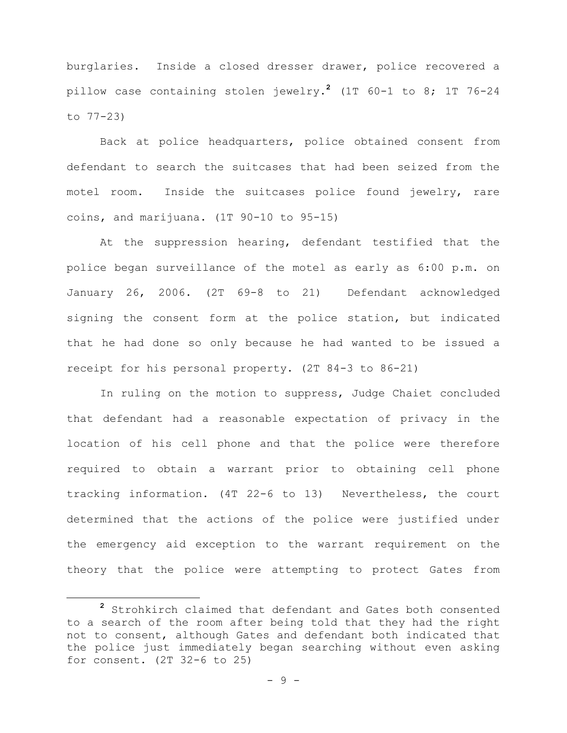burglaries. Inside a closed dresser drawer, police recovered a pillow case containing stolen jewelry.[2] (1T 60-1 to 8; 1T 76-24 to 77-23)

Back at police headquarters, police obtained consent from defendant to search the suitcases that had been seized from the motel room. Inside the suitcases police found jewelry, rare coins, and marijuana. (1T 90-10 to 95-15)

At the suppression hearing, defendant testified that the police began surveillance of the motel as early as 6:00 p.m. on January 26, 2006. (2T 69-8 to 21) Defendant acknowledged signing the consent form at the police station, but indicated that he had done so only because he had wanted to be issued a receipt for his personal property. (2T 84-3 to 86-21)

In ruling on the motion to suppress, Judge Chaiet concluded that defendant had a reasonable expectation of privacy in the location of his cell phone and that the police were therefore required to obtain a warrant prior to obtaining cell phone tracking information. (4T 22-6 to 13) Nevertheless, the court determined that the actions of the police were justified under the emergency aid exception to the warrant requirement on the theory that the police were attempting to protect Gates from

---

[2] Strohkirch claimed that defendant and Gates both consented to a search of the room after being told that they had the right not to consent, although Gates and defendant both indicated that the police just immediately began searching without even asking for consent. (2T 32-6 to 25)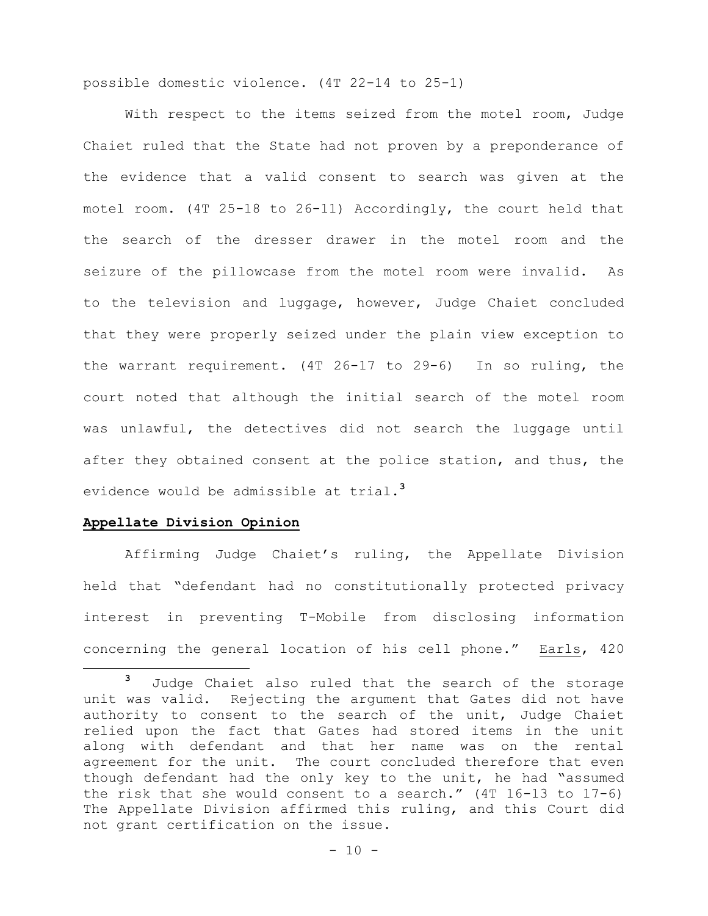possible domestic violence. (4T 22-14 to 25-1)

With respect to the items seized from the motel room, Judge Chaiet ruled that the State had not proven by a preponderance of the evidence that a valid consent to search was given at the motel room. (4T 25-18 to 26-11) Accordingly, the court held that the search of the dresser drawer in the motel room and the seizure of the pillowcase from the motel room were invalid. As to the television and luggage, however, Judge Chaiet concluded that they were properly seized under the plain view exception to the warrant requirement. (4T 26-17 to 29-6) In so ruling, the court noted that although the initial search of the motel room was unlawful, the detectives did not search the luggage until after they obtained consent at the police station, and thus, the evidence would be admissible at trial.[3]

**Appellate Division Opinion**

Affirming Judge Chaiet's ruling, the Appellate Division held that "defendant had no constitutionally protected privacy interest in preventing T-Mobile from disclosing information concerning the general location of his cell phone." Earls, 420

[3] Judge Chaiet also ruled that the search of the storage unit was valid. Rejecting the argument that Gates did not have authority to consent to the search of the unit, Judge Chaiet relied upon the fact that Gates had stored items in the unit along with defendant and that her name was on the rental agreement for the unit. The court concluded therefore that even though defendant had the only key to the unit, he had "assumed the risk that she would consent to a search." (4T 16-13 to 17-6) The Appellate Division affirmed this ruling, and this Court did not grant certification on the issue.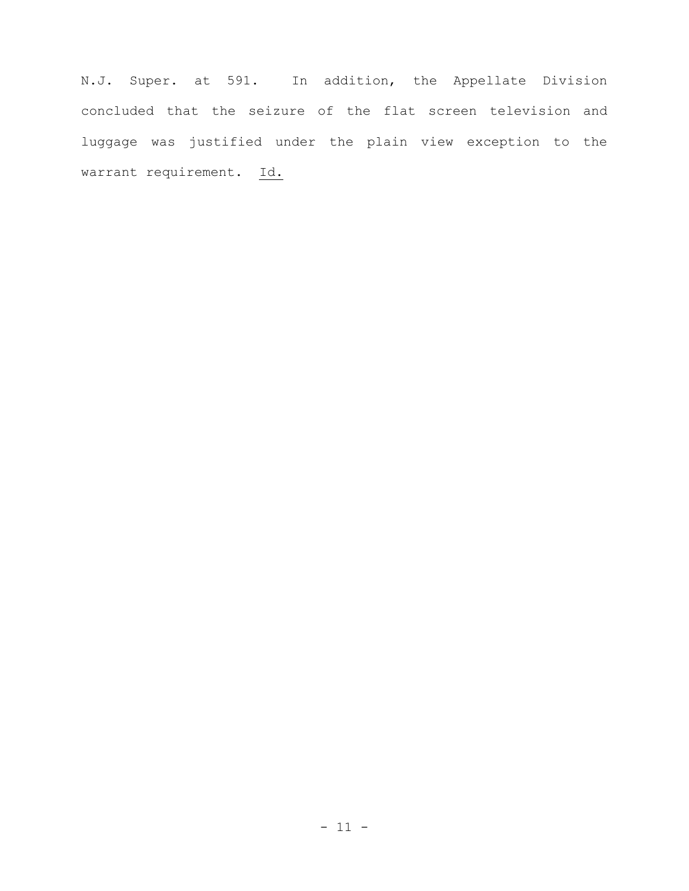N.J. Super. at 591. In addition, the Appellate Division concluded that the seizure of the flat screen television and luggage was justified under the plain view exception to the warrant requirement. Id.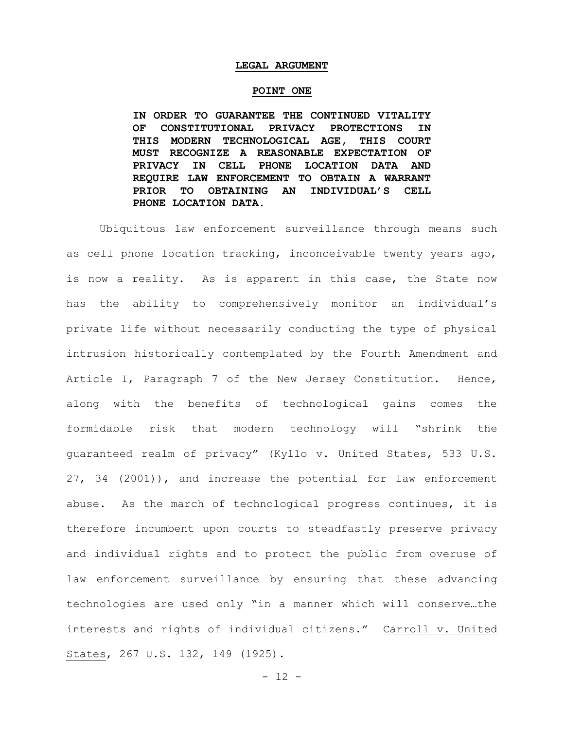## LEGAL ARGUMENT

### POINT ONE

**IN ORDER TO GUARANTEE THE CONTINUED VITALITY OF CONSTITUTIONAL PRIVACY PROTECTIONS IN THIS MODERN TECHNOLOGICAL AGE, THIS COURT MUST RECOGNIZE A REASONABLE EXPECTATION OF PRIVACY IN CELL PHONE LOCATION DATA AND REQUIRE LAW ENFORCEMENT TO OBTAIN A WARRANT PRIOR TO OBTAINING AN INDIVIDUAL'S CELL PHONE LOCATION DATA.**

Ubiquitous law enforcement surveillance through means such as cell phone location tracking, inconceivable twenty years ago, is now a reality. As is apparent in this case, the State now has the ability to comprehensively monitor an individual's private life without necessarily conducting the type of physical intrusion historically contemplated by the Fourth Amendment and Article I, Paragraph 7 of the New Jersey Constitution. Hence, along with the benefits of technological gains comes the formidable risk that modern technology will "shrink the guaranteed realm of privacy" (Kyllo v. United States, 533 U.S. 27, 34 (2001)), and increase the potential for law enforcement abuse. As the march of technological progress continues, it is therefore incumbent upon courts to steadfastly preserve privacy and individual rights and to protect the public from overuse of law enforcement surveillance by ensuring that these advancing technologies are used only "in a manner which will conserve…the interests and rights of individual citizens." Carroll v. United States, 267 U.S. 132, 149 (1925).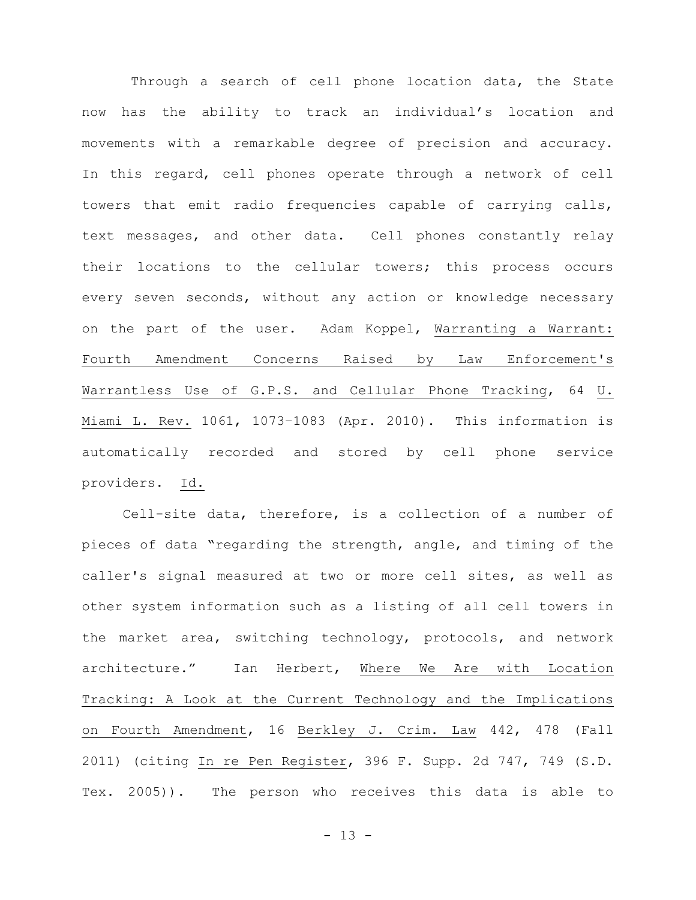Through a search of cell phone location data, the State now has the ability to track an individual's location and movements with a remarkable degree of precision and accuracy. In this regard, cell phones operate through a network of cell towers that emit radio frequencies capable of carrying calls, text messages, and other data. Cell phones constantly relay their locations to the cellular towers; this process occurs every seven seconds, without any action or knowledge necessary on the part of the user. Adam Koppel, Warranting a Warrant: Fourth Amendment Concerns Raised by Law Enforcement's Warrantless Use of G.P.S. and Cellular Phone Tracking, 64 U. Miami L. Rev. 1061, 1073–1083 (Apr. 2010). This information is automatically recorded and stored by cell phone service providers. Id.

Cell-site data, therefore, is a collection of a number of pieces of data "regarding the strength, angle, and timing of the caller's signal measured at two or more cell sites, as well as other system information such as a listing of all cell towers in the market area, switching technology, protocols, and network architecture." Ian Herbert, Where We Are with Location Tracking: A Look at the Current Technology and the Implications on Fourth Amendment, 16 Berkley J. Crim. Law 442, 478 (Fall 2011) (citing In re Pen Register, 396 F. Supp. 2d 747, 749 (S.D. Tex. 2005)). The person who receives this data is able to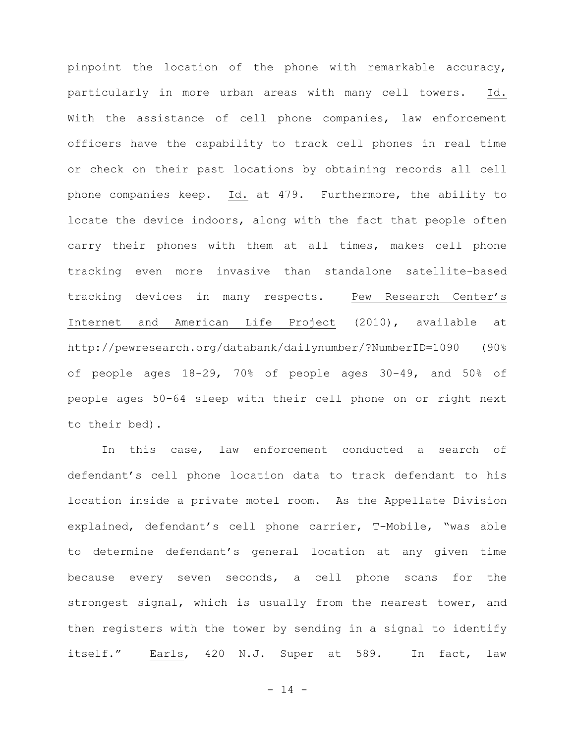pinpoint the location of the phone with remarkable accuracy, particularly in more urban areas with many cell towers. Id. With the assistance of cell phone companies, law enforcement officers have the capability to track cell phones in real time or check on their past locations by obtaining records all cell phone companies keep. Id. at 479. Furthermore, the ability to locate the device indoors, along with the fact that people often carry their phones with them at all times, makes cell phone tracking even more invasive than standalone satellite-based tracking devices in many respects. Pew Research Center's Internet and American Life Project (2010), available at http://pewresearch.org/databank/dailynumber/?NumberID=1090 (90% of people ages 18-29, 70% of people ages 30-49, and 50% of people ages 50-64 sleep with their cell phone on or right next to their bed).

In this case, law enforcement conducted a search of defendant's cell phone location data to track defendant to his location inside a private motel room. As the Appellate Division explained, defendant's cell phone carrier, T-Mobile, "was able to determine defendant's general location at any given time because every seven seconds, a cell phone scans for the strongest signal, which is usually from the nearest tower, and then registers with the tower by sending in a signal to identify itself." Earls, 420 N.J. Super at 589. In fact, law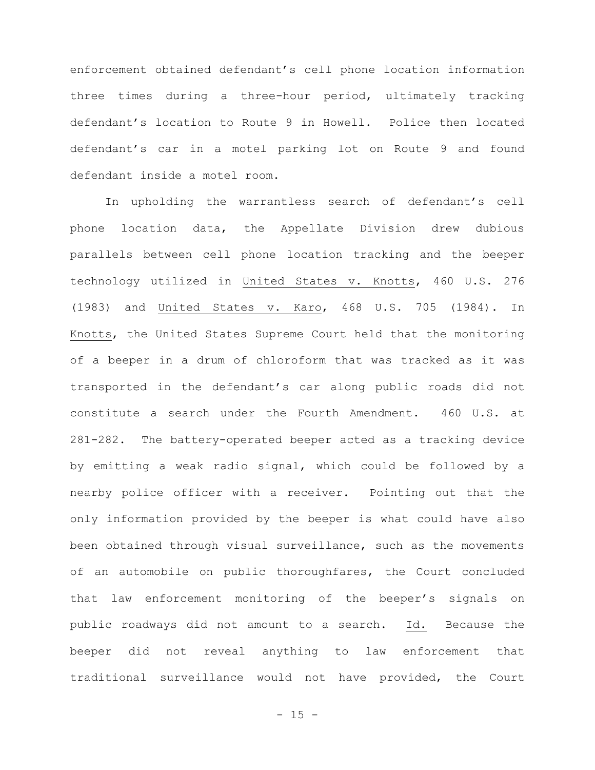enforcement obtained defendant's cell phone location information three times during a three-hour period, ultimately tracking defendant's location to Route 9 in Howell. Police then located defendant's car in a motel parking lot on Route 9 and found defendant inside a motel room.

In upholding the warrantless search of defendant's cell phone location data, the Appellate Division drew dubious parallels between cell phone location tracking and the beeper technology utilized in United States v. Knotts, 460 U.S. 276 (1983) and United States v. Karo, 468 U.S. 705 (1984). In Knotts, the United States Supreme Court held that the monitoring of a beeper in a drum of chloroform that was tracked as it was transported in the defendant's car along public roads did not constitute a search under the Fourth Amendment. 460 U.S. at 281-282. The battery-operated beeper acted as a tracking device by emitting a weak radio signal, which could be followed by a nearby police officer with a receiver. Pointing out that the only information provided by the beeper is what could have also been obtained through visual surveillance, such as the movements of an automobile on public thoroughfares, the Court concluded that law enforcement monitoring of the beeper's signals on public roadways did not amount to a search. Id. Because the beeper did not reveal anything to law enforcement that traditional surveillance would not have provided, the Court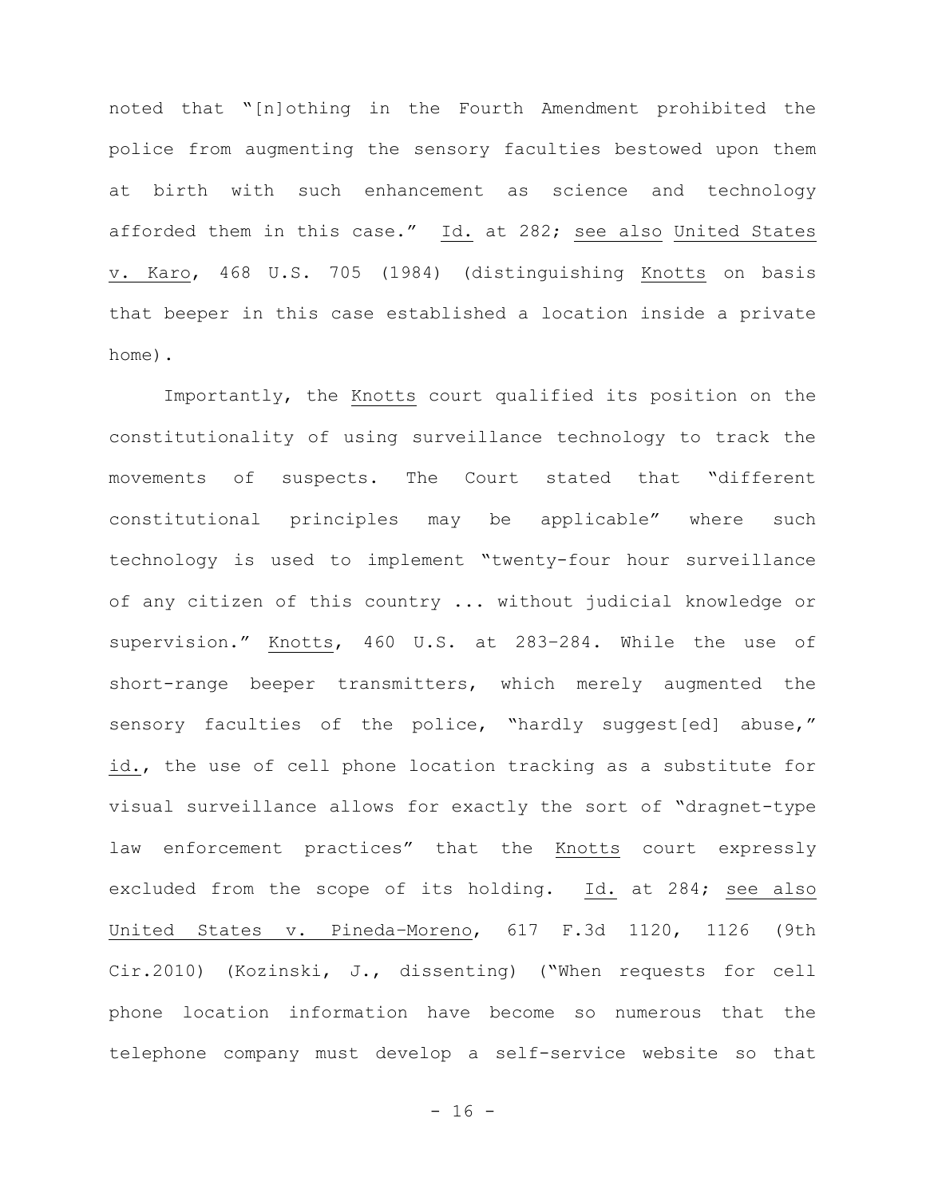noted that "[n]othing in the Fourth Amendment prohibited the police from augmenting the sensory faculties bestowed upon them at birth with such enhancement as science and technology afforded them in this case." Id. at 282; see also United States v. Karo, 468 U.S. 705 (1984) (distinguishing Knotts on basis that beeper in this case established a location inside a private home).

Importantly, the Knotts court qualified its position on the constitutionality of using surveillance technology to track the movements of suspects. The Court stated that "different constitutional principles may be applicable" where such technology is used to implement "twenty-four hour surveillance of any citizen of this country ... without judicial knowledge or supervision." Knotts, 460 U.S. at 283–284. While the use of short-range beeper transmitters, which merely augmented the sensory faculties of the police, "hardly suggest[ed] abuse," id., the use of cell phone location tracking as a substitute for visual surveillance allows for exactly the sort of "dragnet-type law enforcement practices" that the Knotts court expressly excluded from the scope of its holding. Id. at 284; see also United States v. Pineda–Moreno, 617 F.3d 1120, 1126 (9th Cir.2010) (Kozinski, J., dissenting) ("When requests for cell phone location information have become so numerous that the telephone company must develop a self-service website so that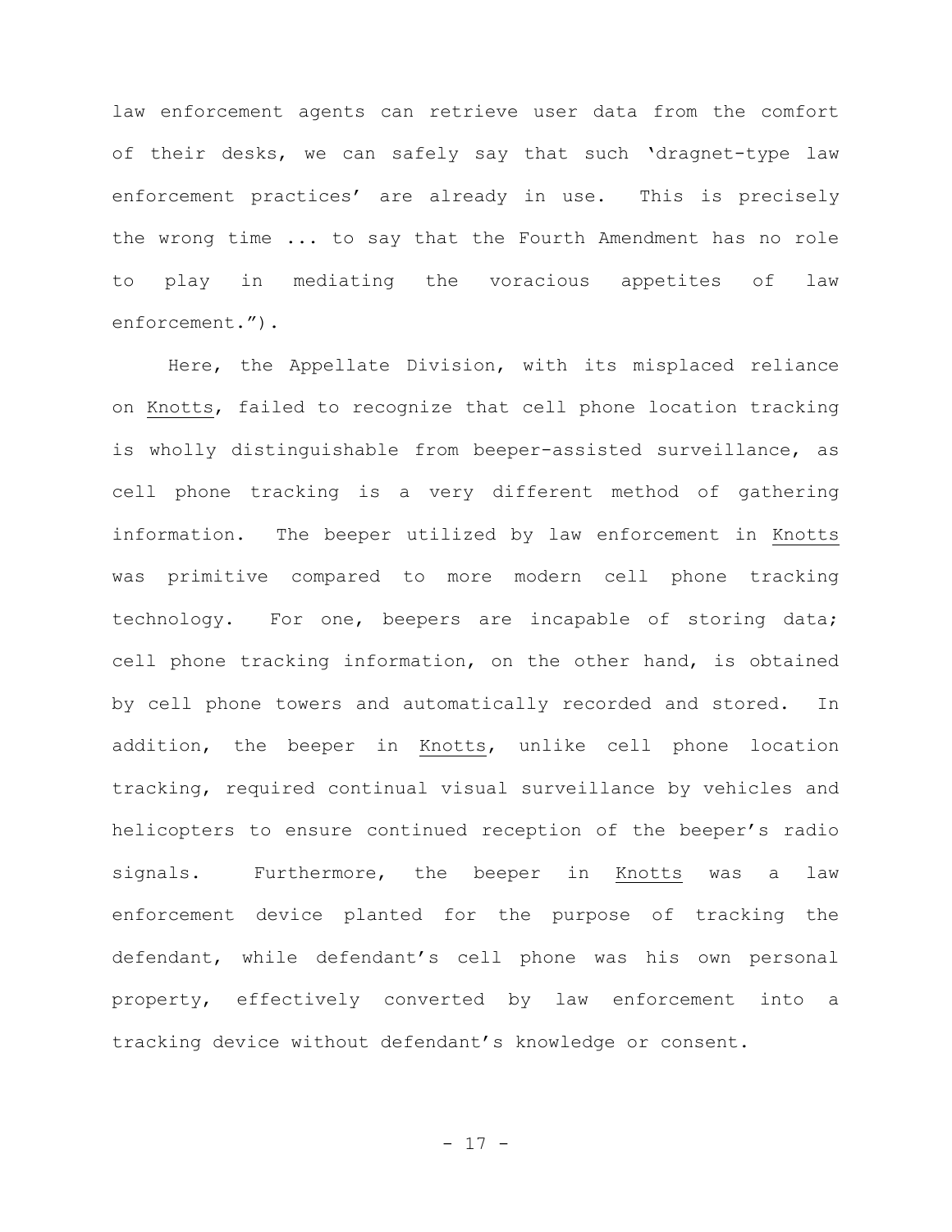law enforcement agents can retrieve user data from the comfort of their desks, we can safely say that such 'dragnet-type law enforcement practices' are already in use. This is precisely the wrong time ... to say that the Fourth Amendment has no role to play in mediating the voracious appetites of law enforcement.").

Here, the Appellate Division, with its misplaced reliance on Knotts, failed to recognize that cell phone location tracking is wholly distinguishable from beeper-assisted surveillance, as cell phone tracking is a very different method of gathering information. The beeper utilized by law enforcement in Knotts was primitive compared to more modern cell phone tracking technology. For one, beepers are incapable of storing data; cell phone tracking information, on the other hand, is obtained by cell phone towers and automatically recorded and stored. In addition, the beeper in Knotts, unlike cell phone location tracking, required continual visual surveillance by vehicles and helicopters to ensure continued reception of the beeper's radio signals. Furthermore, the beeper in Knotts was a law enforcement device planted for the purpose of tracking the defendant, while defendant's cell phone was his own personal property, effectively converted by law enforcement into a tracking device without defendant's knowledge or consent.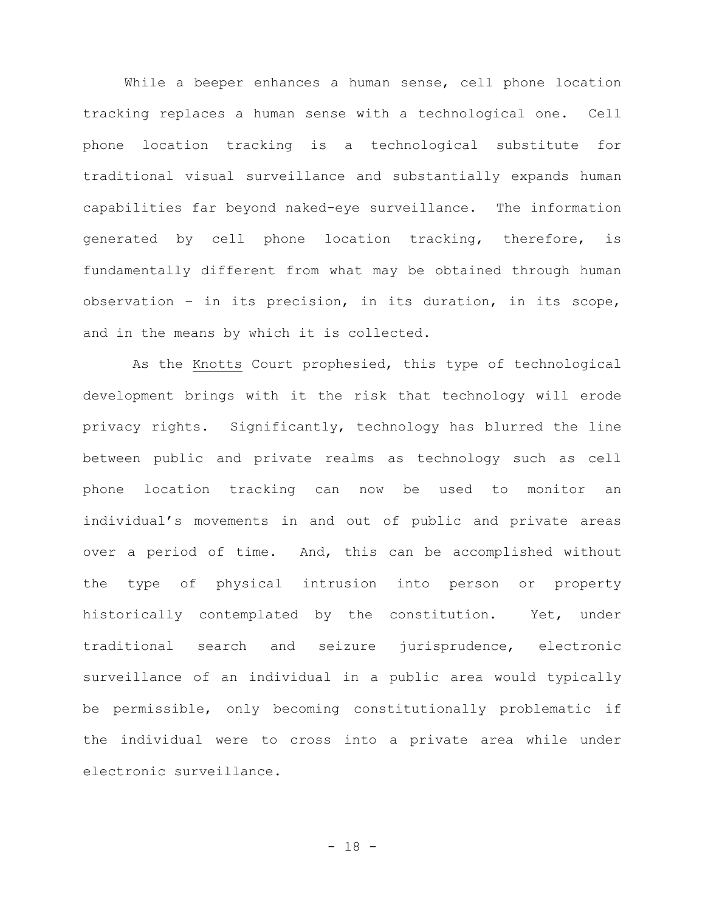While a beeper enhances a human sense, cell phone location tracking replaces a human sense with a technological one. Cell phone location tracking is a technological substitute for traditional visual surveillance and substantially expands human capabilities far beyond naked-eye surveillance. The information generated by cell phone location tracking, therefore, is fundamentally different from what may be obtained through human observation – in its precision, in its duration, in its scope, and in the means by which it is collected.

As the Knotts Court prophesied, this type of technological development brings with it the risk that technology will erode privacy rights. Significantly, technology has blurred the line between public and private realms as technology such as cell phone location tracking can now be used to monitor an individual's movements in and out of public and private areas over a period of time. And, this can be accomplished without the type of physical intrusion into person or property historically contemplated by the constitution. Yet, under traditional search and seizure jurisprudence, electronic surveillance of an individual in a public area would typically be permissible, only becoming constitutionally problematic if the individual were to cross into a private area while under electronic surveillance.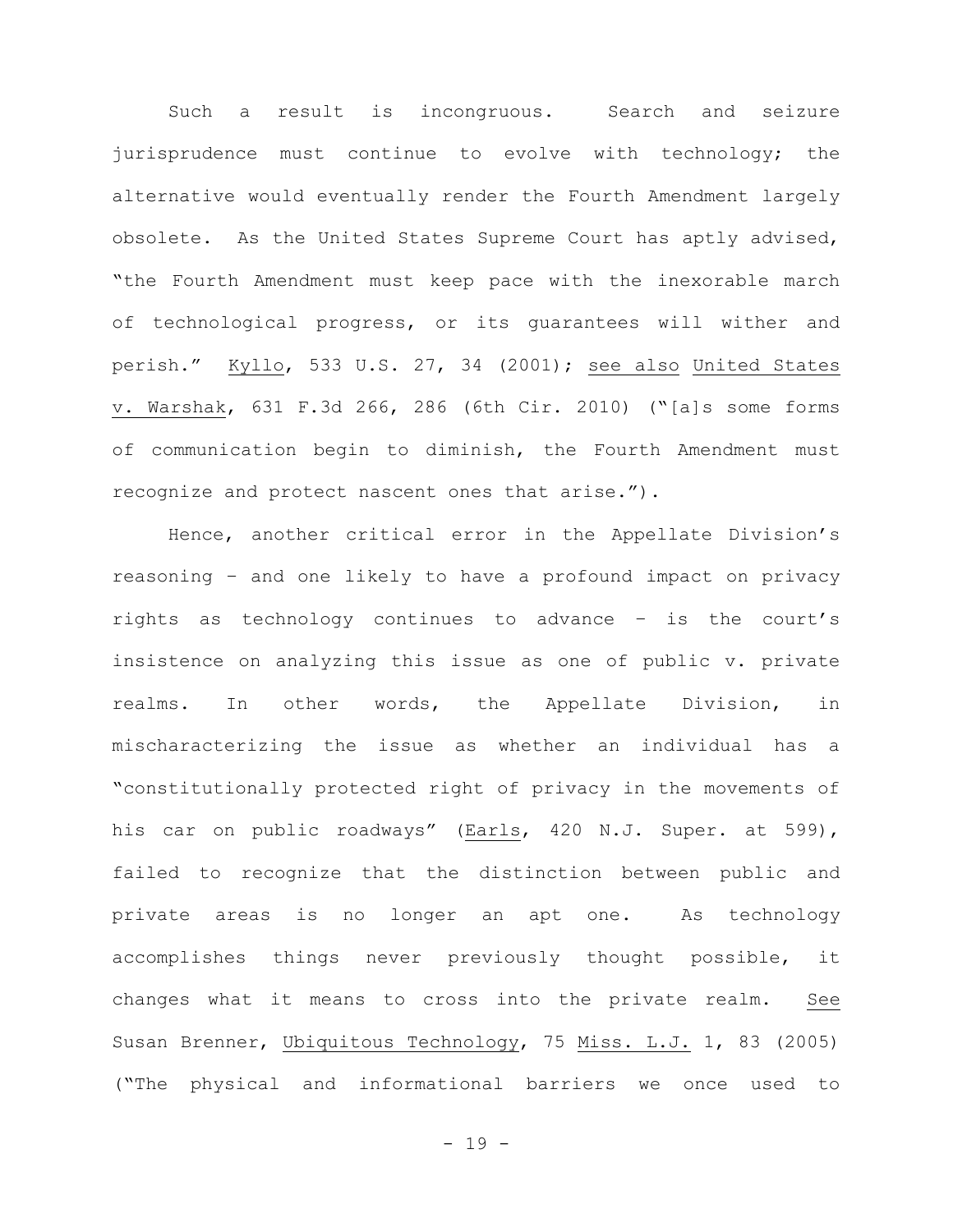Such a result is incongruous. Search and seizure jurisprudence must continue to evolve with technology; the alternative would eventually render the Fourth Amendment largely obsolete. As the United States Supreme Court has aptly advised, "the Fourth Amendment must keep pace with the inexorable march of technological progress, or its guarantees will wither and perish." Kyllo, 533 U.S. 27, 34 (2001); see also United States v. Warshak, 631 F.3d 266, 286 (6th Cir. 2010) ("[a]s some forms of communication begin to diminish, the Fourth Amendment must recognize and protect nascent ones that arise.").

Hence, another critical error in the Appellate Division's reasoning – and one likely to have a profound impact on privacy rights as technology continues to advance – is the court's insistence on analyzing this issue as one of public v. private realms. In other words, the Appellate Division, in mischaracterizing the issue as whether an individual has a "constitutionally protected right of privacy in the movements of his car on public roadways" (Earls, 420 N.J. Super. at 599), failed to recognize that the distinction between public and private areas is no longer an apt one. As technology accomplishes things never previously thought possible, it changes what it means to cross into the private realm. See Susan Brenner, Ubiquitous Technology, 75 Miss. L.J. 1, 83 (2005) ("The physical and informational barriers we once used to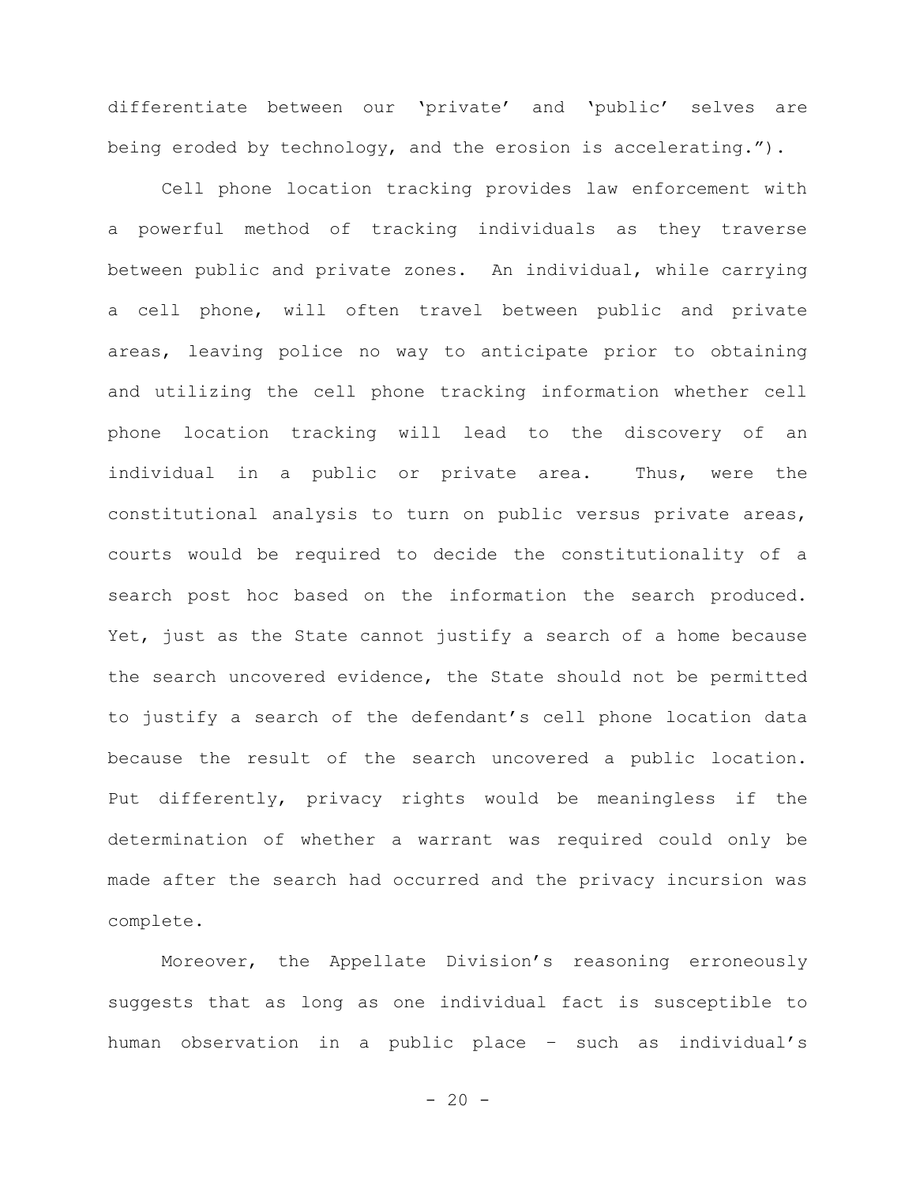differentiate between our 'private' and 'public' selves are being eroded by technology, and the erosion is accelerating.").

Cell phone location tracking provides law enforcement with a powerful method of tracking individuals as they traverse between public and private zones. An individual, while carrying a cell phone, will often travel between public and private areas, leaving police no way to anticipate prior to obtaining and utilizing the cell phone tracking information whether cell phone location tracking will lead to the discovery of an individual in a public or private area. Thus, were the constitutional analysis to turn on public versus private areas, courts would be required to decide the constitutionality of a search post hoc based on the information the search produced. Yet, just as the State cannot justify a search of a home because the search uncovered evidence, the State should not be permitted to justify a search of the defendant's cell phone location data because the result of the search uncovered a public location. Put differently, privacy rights would be meaningless if the determination of whether a warrant was required could only be made after the search had occurred and the privacy incursion was complete.

Moreover, the Appellate Division's reasoning erroneously suggests that as long as one individual fact is susceptible to human observation in a public place – such as individual's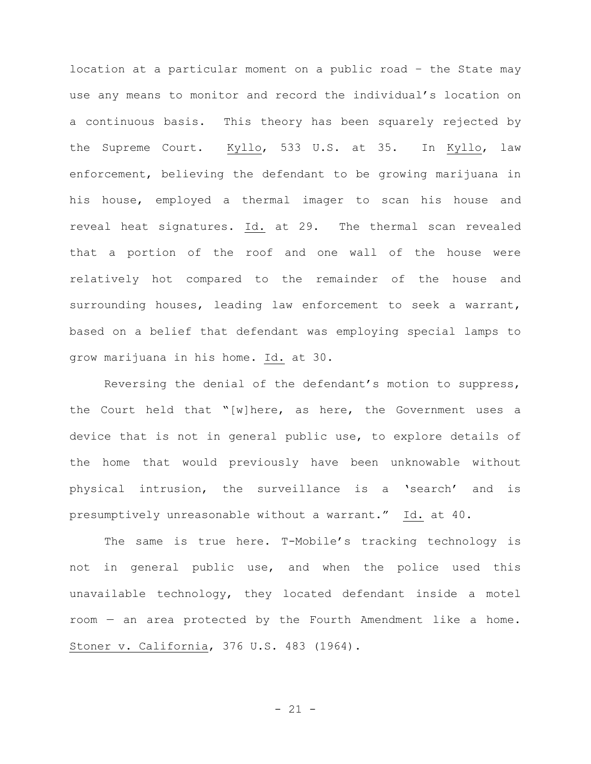location at a particular moment on a public road – the State may use any means to monitor and record the individual's location on a continuous basis. This theory has been squarely rejected by the Supreme Court. Kyllo, 533 U.S. at 35. In Kyllo, law enforcement, believing the defendant to be growing marijuana in his house, employed a thermal imager to scan his house and reveal heat signatures. Id. at 29. The thermal scan revealed that a portion of the roof and one wall of the house were relatively hot compared to the remainder of the house and surrounding houses, leading law enforcement to seek a warrant, based on a belief that defendant was employing special lamps to grow marijuana in his home. Id. at 30.

Reversing the denial of the defendant's motion to suppress, the Court held that "[w]here, as here, the Government uses a device that is not in general public use, to explore details of the home that would previously have been unknowable without physical intrusion, the surveillance is a 'search' and is presumptively unreasonable without a warrant." Id. at 40.

The same is true here. T-Mobile's tracking technology is not in general public use, and when the police used this unavailable technology, they located defendant inside a motel room — an area protected by the Fourth Amendment like a home. Stoner v. California, 376 U.S. 483 (1964).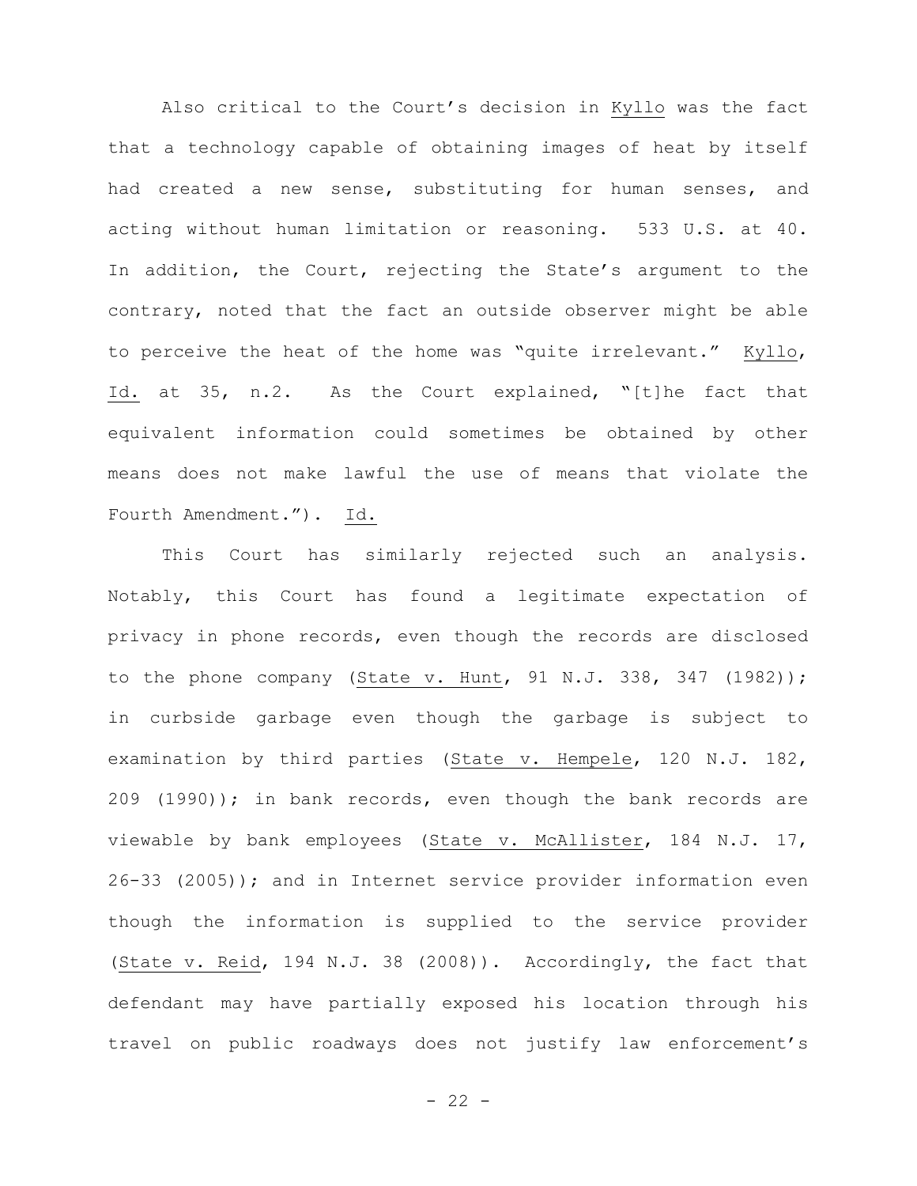Also critical to the Court's decision in Kyllo was the fact that a technology capable of obtaining images of heat by itself had created a new sense, substituting for human senses, and acting without human limitation or reasoning. 533 U.S. at 40. In addition, the Court, rejecting the State's argument to the contrary, noted that the fact an outside observer might be able to perceive the heat of the home was "quite irrelevant." Kyllo, Id. at 35, n.2. As the Court explained, "[t]he fact that equivalent information could sometimes be obtained by other means does not make lawful the use of means that violate the Fourth Amendment."). Id.

This Court has similarly rejected such an analysis. Notably, this Court has found a legitimate expectation of privacy in phone records, even though the records are disclosed to the phone company (State v. Hunt, 91 N.J. 338, 347 (1982)); in curbside garbage even though the garbage is subject to examination by third parties (State v. Hempele, 120 N.J. 182, 209 (1990)); in bank records, even though the bank records are viewable by bank employees (State v. McAllister, 184 N.J. 17, 26-33 (2005)); and in Internet service provider information even though the information is supplied to the service provider (State v. Reid, 194 N.J. 38 (2008)). Accordingly, the fact that defendant may have partially exposed his location through his travel on public roadways does not justify law enforcement's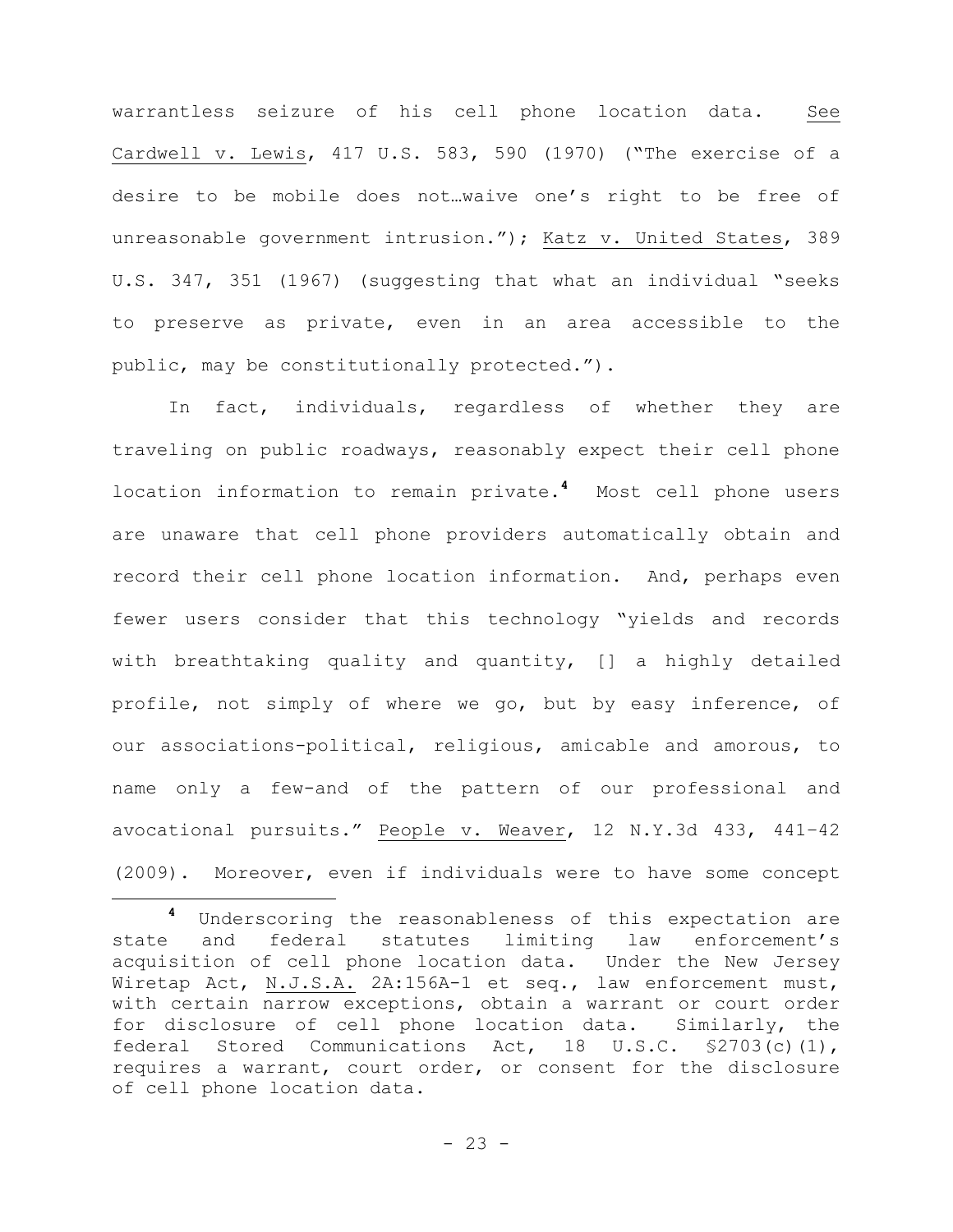warrantless seizure of his cell phone location data. See Cardwell v. Lewis, 417 U.S. 583, 590 (1970) ("The exercise of a desire to be mobile does not…waive one's right to be free of unreasonable government intrusion."); Katz v. United States, 389 U.S. 347, 351 (1967) (suggesting that what an individual "seeks to preserve as private, even in an area accessible to the public, may be constitutionally protected.").

In fact, individuals, regardless of whether they are traveling on public roadways, reasonably expect their cell phone location information to remain private.[4] Most cell phone users are unaware that cell phone providers automatically obtain and record their cell phone location information. And, perhaps even fewer users consider that this technology "yields and records with breathtaking quality and quantity, [] a highly detailed profile, not simply of where we go, but by easy inference, of our associations-political, religious, amicable and amorous, to name only a few-and of the pattern of our professional and avocational pursuits." People v. Weaver, 12 N.Y.3d 433, 441–42 (2009). Moreover, even if individuals were to have some concept

---

[4] Underscoring the reasonableness of this expectation are state and federal statutes limiting law enforcement's acquisition of cell phone location data. Under the New Jersey Wiretap Act, N.J.S.A. 2A:156A-1 et seq., law enforcement must, with certain narrow exceptions, obtain a warrant or court order for disclosure of cell phone location data. Similarly, the federal Stored Communications Act, 18 U.S.C. §2703(c)(1), requires a warrant, court order, or consent for the disclosure of cell phone location data.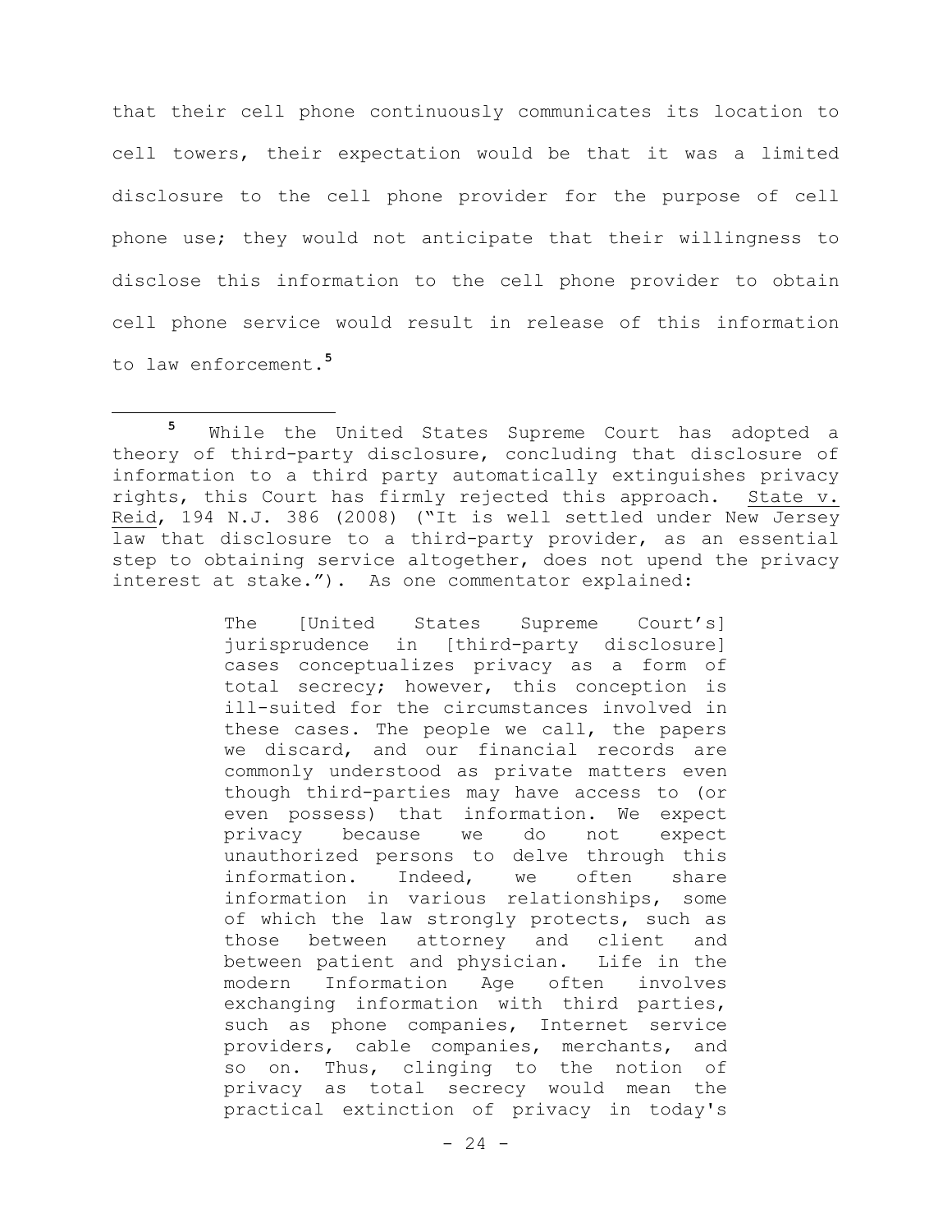that their cell phone continuously communicates its location to cell towers, their expectation would be that it was a limited disclosure to the cell phone provider for the purpose of cell phone use; they would not anticipate that their willingness to disclose this information to the cell phone provider to obtain cell phone service would result in release of this information to law enforcement.[5]

---

[5] While the United States Supreme Court has adopted a theory of third-party disclosure, concluding that disclosure of information to a third party automatically extinguishes privacy rights, this Court has firmly rejected this approach. State v. Reid, 194 N.J. 386 (2008) ("It is well settled under New Jersey law that disclosure to a third-party provider, as an essential step to obtaining service altogether, does not upend the privacy interest at stake."). As one commentator explained:

> The [United States Supreme Court's] jurisprudence in [third-party disclosure] cases conceptualizes privacy as a form of total secrecy; however, this conception is ill-suited for the circumstances involved in these cases. The people we call, the papers we discard, and our financial records are commonly understood as private matters even though third-parties may have access to (or even possess) that information. We expect privacy because we do not expect unauthorized persons to delve through this information. Indeed, we often share information in various relationships, some of which the law strongly protects, such as those between attorney and client and between patient and physician. Life in the modern Information Age often involves exchanging information with third parties, such as phone companies, Internet service providers, cable companies, merchants, and so on. Thus, clinging to the notion of privacy as total secrecy would mean the practical extinction of privacy in today's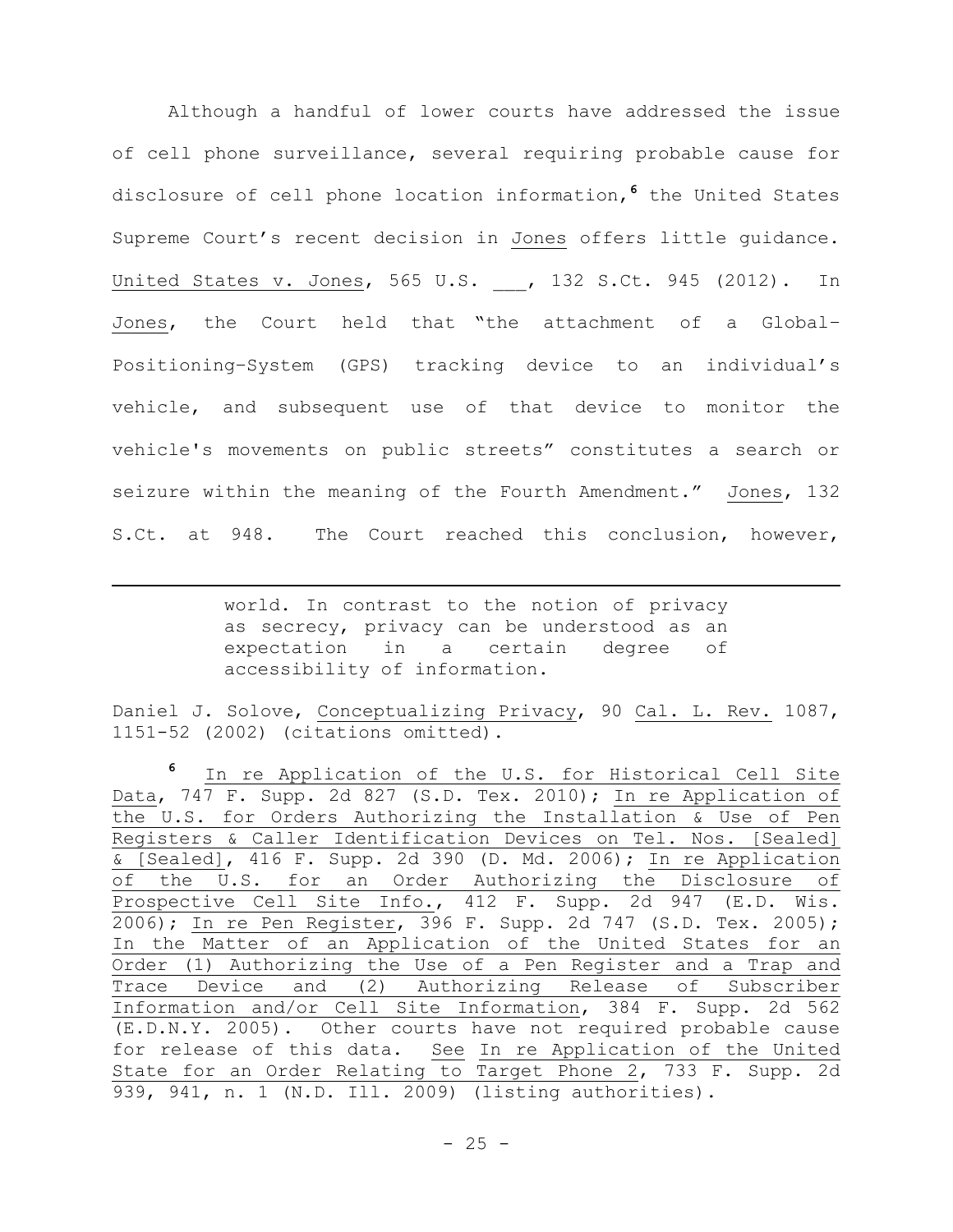Although a handful of lower courts have addressed the issue of cell phone surveillance, several requiring probable cause for disclosure of cell phone location information,[6] the United States Supreme Court's recent decision in Jones offers little guidance. United States v. Jones, 565 U.S. ___, 132 S.Ct. 945 (2012). In Jones, the Court held that "the attachment of a Global-Positioning-System (GPS) tracking device to an individual's vehicle, and subsequent use of that device to monitor the vehicle's movements on public streets" constitutes a search or seizure within the meaning of the Fourth Amendment." Jones, 132 S.Ct. at 948. The Court reached this conclusion, however,

---

> world. In contrast to the notion of privacy as secrecy, privacy can be understood as an expectation in a certain degree of accessibility of information.

Daniel J. Solove, Conceptualizing Privacy, 90 Cal. L. Rev. 1087, 1151-52 (2002) (citations omitted).

[6] In re Application of the U.S. for Historical Cell Site Data, 747 F. Supp. 2d 827 (S.D. Tex. 2010); In re Application of the U.S. for Orders Authorizing the Installation & Use of Pen Registers & Caller Identification Devices on Tel. Nos. [Sealed] & [Sealed], 416 F. Supp. 2d 390 (D. Md. 2006); In re Application of the U.S. for an Order Authorizing the Disclosure of Prospective Cell Site Info., 412 F. Supp. 2d 947 (E.D. Wis. 2006); In re Pen Register, 396 F. Supp. 2d 747 (S.D. Tex. 2005); In the Matter of an Application of the United States for an Order (1) Authorizing the Use of a Pen Register and a Trap and Trace Device and (2) Authorizing Release of Subscriber Information and/or Cell Site Information, 384 F. Supp. 2d 562 (E.D.N.Y. 2005). Other courts have not required probable cause for release of this data. See In re Application of the United State for an Order Relating to Target Phone 2, 733 F. Supp. 2d 939, 941, n. 1 (N.D. Ill. 2009) (listing authorities).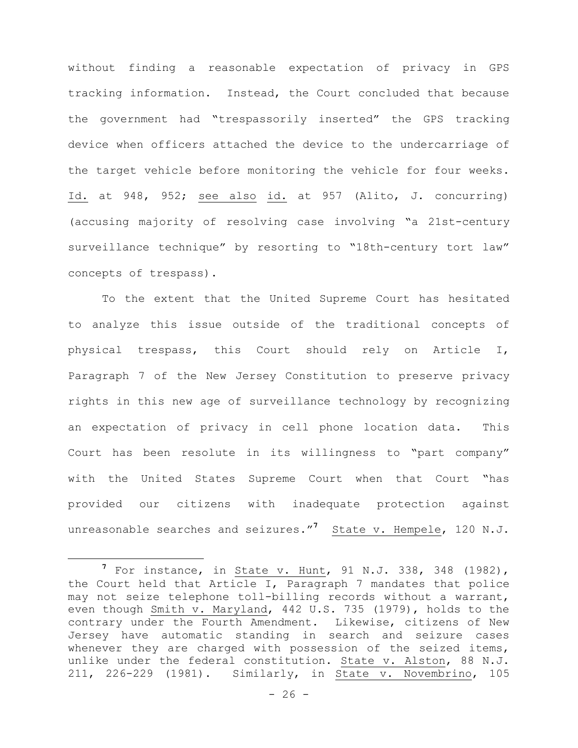without finding a reasonable expectation of privacy in GPS tracking information. Instead, the Court concluded that because the government had "trespassorily inserted" the GPS tracking device when officers attached the device to the undercarriage of the target vehicle before monitoring the vehicle for four weeks. Id. at 948, 952; see also id. at 957 (Alito, J. concurring) (accusing majority of resolving case involving "a 21st-century surveillance technique" by resorting to "18th-century tort law" concepts of trespass).

To the extent that the United Supreme Court has hesitated to analyze this issue outside of the traditional concepts of physical trespass, this Court should rely on Article I, Paragraph 7 of the New Jersey Constitution to preserve privacy rights in this new age of surveillance technology by recognizing an expectation of privacy in cell phone location data. This Court has been resolute in its willingness to "part company" with the United States Supreme Court when that Court "has provided our citizens with inadequate protection against unreasonable searches and seizures."[7] State v. Hempele, 120 N.J.

---

[7] For instance, in State v. Hunt, 91 N.J. 338, 348 (1982), the Court held that Article I, Paragraph 7 mandates that police may not seize telephone toll-billing records without a warrant, even though Smith v. Maryland, 442 U.S. 735 (1979), holds to the contrary under the Fourth Amendment. Likewise, citizens of New Jersey have automatic standing in search and seizure cases whenever they are charged with possession of the seized items, unlike under the federal constitution. State v. Alston, 88 N.J. 211, 226-229 (1981). Similarly, in State v. Novembrino, 105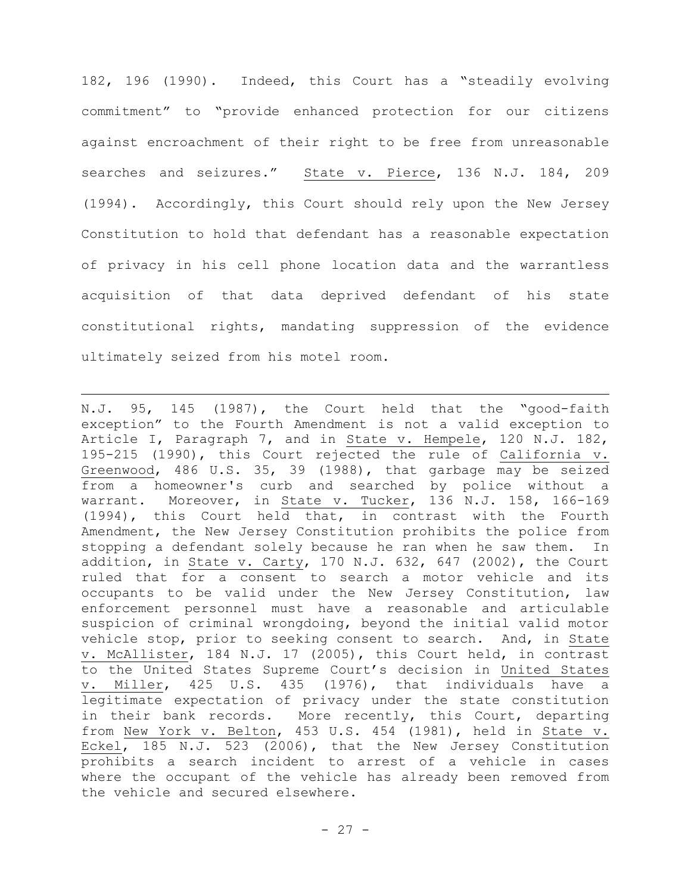182, 196 (1990). Indeed, this Court has a "steadily evolving commitment" to "provide enhanced protection for our citizens against encroachment of their right to be free from unreasonable searches and seizures." State v. Pierce, 136 N.J. 184, 209 (1994). Accordingly, this Court should rely upon the New Jersey Constitution to hold that defendant has a reasonable expectation of privacy in his cell phone location data and the warrantless acquisition of that data deprived defendant of his state constitutional rights, mandating suppression of the evidence ultimately seized from his motel room.

---

N.J. 95, 145 (1987), the Court held that the "good-faith exception" to the Fourth Amendment is not a valid exception to Article I, Paragraph 7, and in State v. Hempele, 120 N.J. 182, 195-215 (1990), this Court rejected the rule of California v. Greenwood, 486 U.S. 35, 39 (1988), that garbage may be seized from a homeowner's curb and searched by police without a warrant. Moreover, in State v. Tucker, 136 N.J. 158, 166-169 (1994), this Court held that, in contrast with the Fourth Amendment, the New Jersey Constitution prohibits the police from stopping a defendant solely because he ran when he saw them. In addition, in State v. Carty, 170 N.J. 632, 647 (2002), the Court ruled that for a consent to search a motor vehicle and its occupants to be valid under the New Jersey Constitution, law enforcement personnel must have a reasonable and articulable suspicion of criminal wrongdoing, beyond the initial valid motor vehicle stop, prior to seeking consent to search. And, in State v. McAllister, 184 N.J. 17 (2005), this Court held, in contrast to the United States Supreme Court's decision in United States v. Miller, 425 U.S. 435 (1976), that individuals have a legitimate expectation of privacy under the state constitution in their bank records. More recently, this Court, departing from New York v. Belton, 453 U.S. 454 (1981), held in State v. Eckel, 185 N.J. 523 (2006), that the New Jersey Constitution prohibits a search incident to arrest of a vehicle in cases where the occupant of the vehicle has already been removed from the vehicle and secured elsewhere.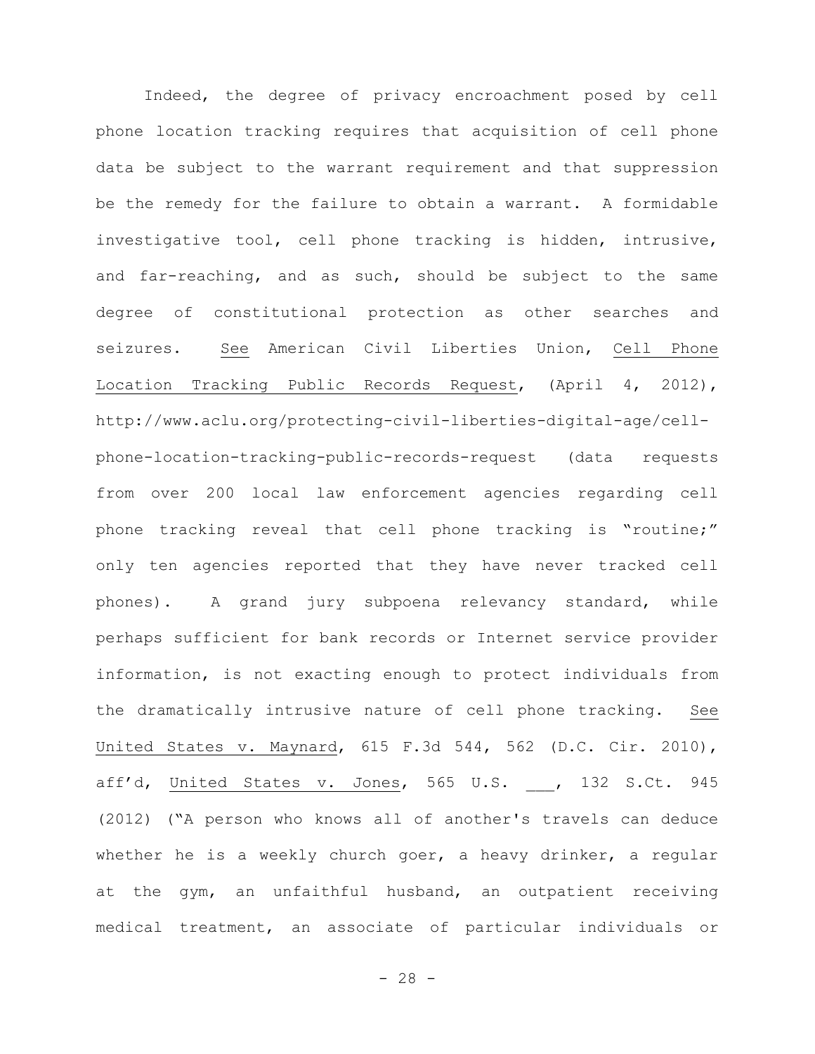Indeed, the degree of privacy encroachment posed by cell phone location tracking requires that acquisition of cell phone data be subject to the warrant requirement and that suppression be the remedy for the failure to obtain a warrant. A formidable investigative tool, cell phone tracking is hidden, intrusive, and far-reaching, and as such, should be subject to the same degree of constitutional protection as other searches and seizures. See American Civil Liberties Union, Cell Phone Location Tracking Public Records Request, (April 4, 2012), http://www.aclu.org/protecting-civil-liberties-digital-age/cell-phone-location-tracking-public-records-request (data requests from over 200 local law enforcement agencies regarding cell phone tracking reveal that cell phone tracking is "routine;" only ten agencies reported that they have never tracked cell phones). A grand jury subpoena relevancy standard, while perhaps sufficient for bank records or Internet service provider information, is not exacting enough to protect individuals from the dramatically intrusive nature of cell phone tracking. See United States v. Maynard, 615 F.3d 544, 562 (D.C. Cir. 2010), aff'd, United States v. Jones, 565 U.S. ___, 132 S.Ct. 945 (2012) ("A person who knows all of another's travels can deduce whether he is a weekly church goer, a heavy drinker, a regular at the gym, an unfaithful husband, an outpatient receiving medical treatment, an associate of particular individuals or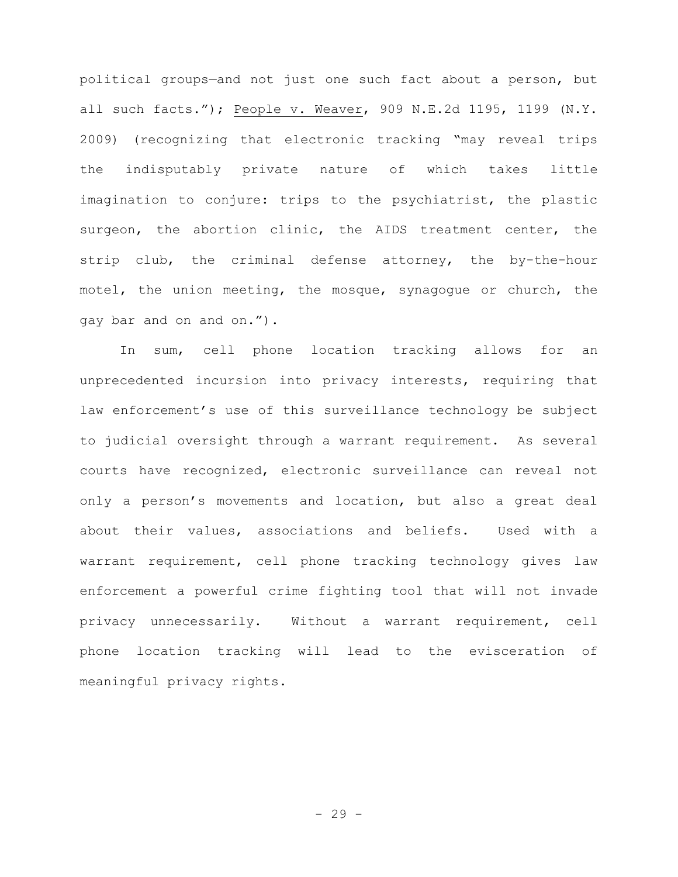political groups—and not just one such fact about a person, but all such facts."); People v. Weaver, 909 N.E.2d 1195, 1199 (N.Y. 2009) (recognizing that electronic tracking "may reveal trips the indisputably private nature of which takes little imagination to conjure: trips to the psychiatrist, the plastic surgeon, the abortion clinic, the AIDS treatment center, the strip club, the criminal defense attorney, the by-the-hour motel, the union meeting, the mosque, synagogue or church, the gay bar and on and on.").

In sum, cell phone location tracking allows for an unprecedented incursion into privacy interests, requiring that law enforcement's use of this surveillance technology be subject to judicial oversight through a warrant requirement. As several courts have recognized, electronic surveillance can reveal not only a person's movements and location, but also a great deal about their values, associations and beliefs. Used with a warrant requirement, cell phone tracking technology gives law enforcement a powerful crime fighting tool that will not invade privacy unnecessarily. Without a warrant requirement, cell phone location tracking will lead to the evisceration of meaningful privacy rights.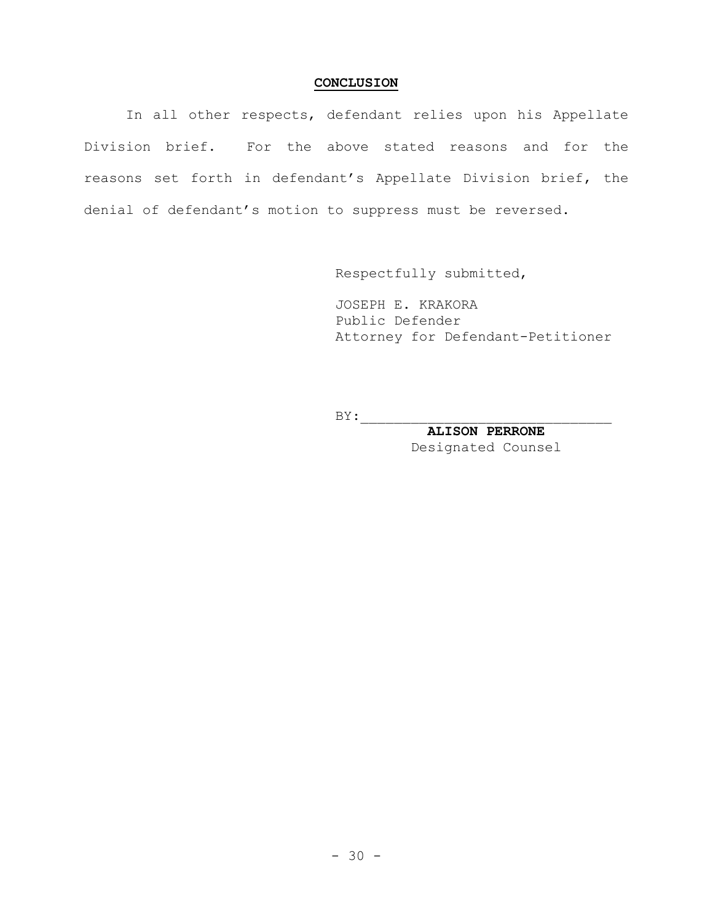## CONCLUSION

In all other respects, defendant relies upon his Appellate Division brief. For the above stated reasons and for the reasons set forth in defendant's Appellate Division brief, the denial of defendant's motion to suppress must be reversed.

Respectfully submitted,

JOSEPH E. KRAKORA
Public Defender
Attorney for Defendant-Petitioner

BY:______________________________

**ALISON PERRONE**
Designated Counsel